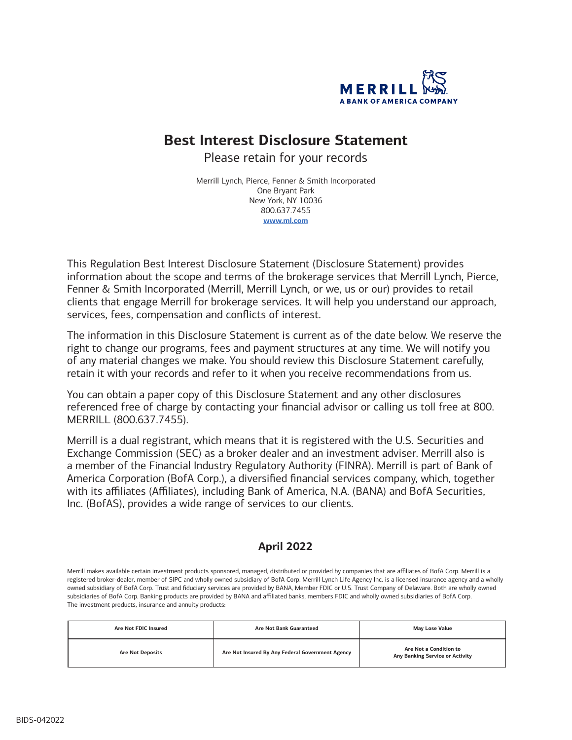MERRILL
A BANK OF AMERICA COMPANY

# Best Interest Disclosure Statement

Please retain for your records

Merrill Lynch, Pierce, Fenner & Smith Incorporated
One Bryant Park
New York, NY 10036
800.637.7455
**www.ml.com**

This Regulation Best Interest Disclosure Statement (Disclosure Statement) provides information about the scope and terms of the brokerage services that Merrill Lynch, Pierce, Fenner & Smith Incorporated (Merrill, Merrill Lynch, or we, us or our) provides to retail clients that engage Merrill for brokerage services. It will help you understand our approach, services, fees, compensation and conflicts of interest.

The information in this Disclosure Statement is current as of the date below. We reserve the right to change our programs, fees and payment structures at any time. We will notify you of any material changes we make. You should review this Disclosure Statement carefully, retain it with your records and refer to it when you receive recommendations from us.

You can obtain a paper copy of this Disclosure Statement and any other disclosures referenced free of charge by contacting your financial advisor or calling us toll free at 800. MERRILL (800.637.7455).

Merrill is a dual registrant, which means that it is registered with the U.S. Securities and Exchange Commission (SEC) as a broker dealer and an investment adviser. Merrill also is a member of the Financial Industry Regulatory Authority (FINRA). Merrill is part of Bank of America Corporation (BofA Corp.), a diversified financial services company, which, together with its affiliates (Affiliates), including Bank of America, N.A. (BANA) and BofA Securities, Inc. (BofAS), provides a wide range of services to our clients.

**April 2022**

Merrill makes available certain investment products sponsored, managed, distributed or provided by companies that are affiliates of BofA Corp. Merrill is a registered broker-dealer, member of SIPC and wholly owned subsidiary of BofA Corp. Merrill Lynch Life Agency Inc. is a licensed insurance agency and a wholly owned subsidiary of BofA Corp. Trust and fiduciary services are provided by BANA, Member FDIC or U.S. Trust Company of Delaware. Both are wholly owned subsidiaries of BofA Corp. Banking products are provided by BANA and affiliated banks, members FDIC and wholly owned subsidiaries of BofA Corp.
The investment products, insurance and annuity products:

| Are Not FDIC Insured | Are Not Bank Guaranteed | May Lose Value |
|---|---|---|
| Are Not Deposits | Are Not Insured By Any Federal Government Agency | Are Not a Condition to Any Banking Service or Activity |

BIDS-042022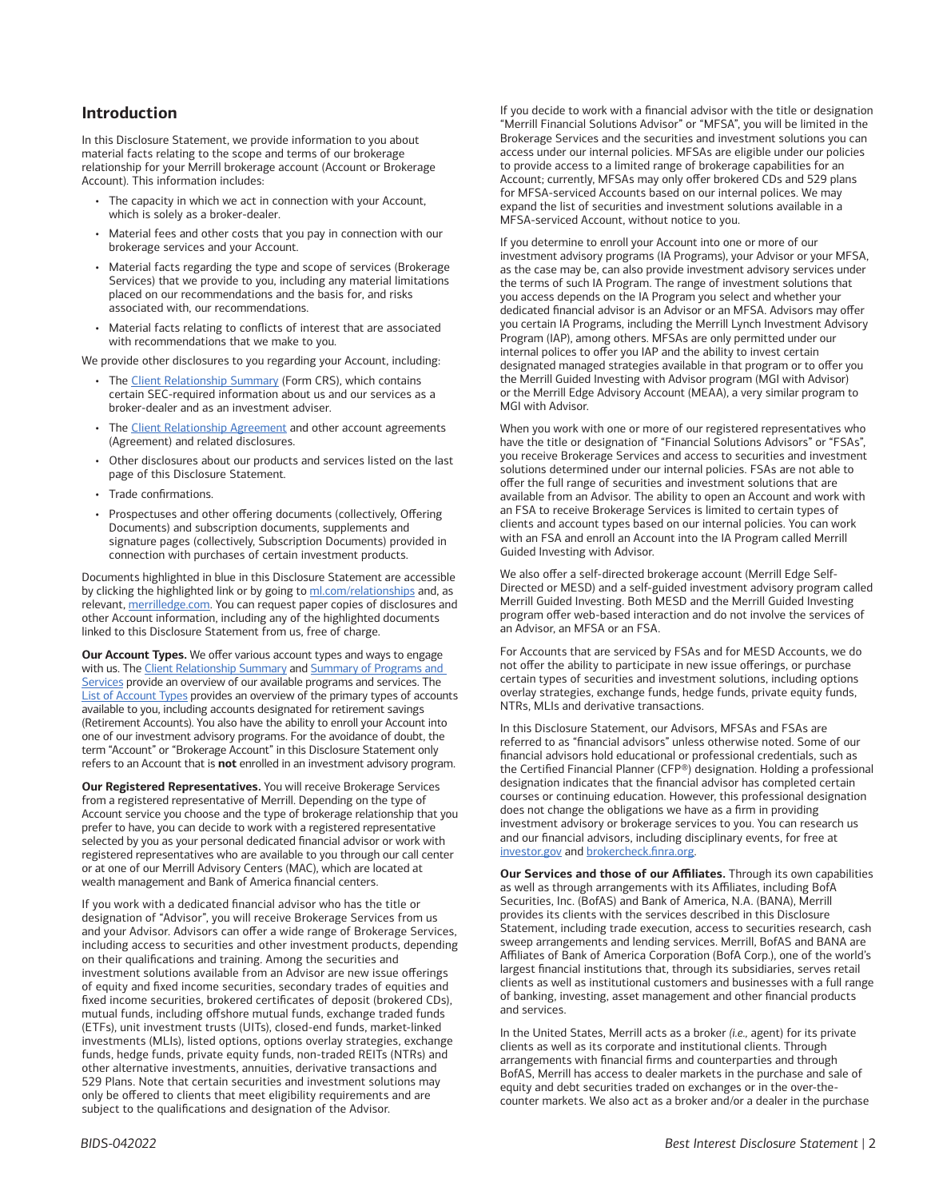## Introduction

In this Disclosure Statement, we provide information to you about material facts relating to the scope and terms of our brokerage relationship for your Merrill brokerage account (Account or Brokerage Account). This information includes:

- The capacity in which we act in connection with your Account, which is solely as a broker-dealer.
- Material fees and other costs that you pay in connection with our brokerage services and your Account.
- Material facts regarding the type and scope of services (Brokerage Services) that we provide to you, including any material limitations placed on our recommendations and the basis for, and risks associated with, our recommendations.
- Material facts relating to conflicts of interest that are associated with recommendations that we make to you.

We provide other disclosures to you regarding your Account, including:

- The Client Relationship Summary (Form CRS), which contains certain SEC-required information about us and our services as a broker-dealer and as an investment adviser.
- The Client Relationship Agreement and other account agreements (Agreement) and related disclosures.
- Other disclosures about our products and services listed on the last page of this Disclosure Statement.
- Trade confirmations.
- Prospectuses and other offering documents (collectively, Offering Documents) and subscription documents, supplements and signature pages (collectively, Subscription Documents) provided in connection with purchases of certain investment products.

Documents highlighted in blue in this Disclosure Statement are accessible by clicking the highlighted link or by going to ml.com/relationships and, as relevant, merrilledge.com. You can request paper copies of disclosures and other Account information, including any of the highlighted documents linked to this Disclosure Statement from us, free of charge.

**Our Account Types.** We offer various account types and ways to engage with us. The Client Relationship Summary and Summary of Programs and Services provide an overview of our available programs and services. The List of Account Types provides an overview of the primary types of accounts available to you, including accounts designated for retirement savings (Retirement Accounts). You also have the ability to enroll your Account into one of our investment advisory programs. For the avoidance of doubt, the term "Account" or "Brokerage Account" in this Disclosure Statement only refers to an Account that is **not** enrolled in an investment advisory program.

**Our Registered Representatives.** You will receive Brokerage Services from a registered representative of Merrill. Depending on the type of Account service you choose and the type of brokerage relationship that you prefer to have, you can decide to work with a registered representative selected by you as your personal dedicated financial advisor or work with registered representatives who are available to you through our call center or at one of our Merrill Advisory Centers (MAC), which are located at wealth management and Bank of America financial centers.

If you work with a dedicated financial advisor who has the title or designation of "Advisor", you will receive Brokerage Services from us and your Advisor. Advisors can offer a wide range of Brokerage Services, including access to securities and other investment products, depending on their qualifications and training. Among the securities and investment solutions available from an Advisor are new issue offerings of equity and fixed income securities, secondary trades of equities and fixed income securities, brokered certificates of deposit (brokered CDs), mutual funds, including offshore mutual funds, exchange traded funds (ETFs), unit investment trusts (UITs), closed-end funds, market-linked investments (MLIs), listed options, options overlay strategies, exchange funds, hedge funds, private equity funds, non-traded REITs (NTRs) and other alternative investments, annuities, derivative transactions and 529 Plans. Note that certain securities and investment solutions may only be offered to clients that meet eligibility requirements and are subject to the qualifications and designation of the Advisor.

If you decide to work with a financial advisor with the title or designation "Merrill Financial Solutions Advisor" or "MFSA", you will be limited in the Brokerage Services and the securities and investment solutions you can access under our internal policies. MFSAs are eligible under our policies to provide access to a limited range of brokerage capabilities for an Account; currently, MFSAs may only offer brokered CDs and 529 plans for MFSA-serviced Accounts based on our internal polices. We may expand the list of securities and investment solutions available in a MFSA-serviced Account, without notice to you.

If you determine to enroll your Account into one or more of our investment advisory programs (IA Programs), your Advisor or your MFSA, as the case may be, can also provide investment advisory services under the terms of such IA Program. The range of investment solutions that you access depends on the IA Program you select and whether your dedicated financial advisor is an Advisor or an MFSA. Advisors may offer you certain IA Programs, including the Merrill Lynch Investment Advisory Program (IAP), among others. MFSAs are only permitted under our internal polices to offer you IAP and the ability to invest certain designated managed strategies available in that program or to offer you the Merrill Guided Investing with Advisor program (MGI with Advisor) or the Merrill Edge Advisory Account (MEAA), a very similar program to MGI with Advisor.

When you work with one or more of our registered representatives who have the title or designation of "Financial Solutions Advisors" or "FSAs", you receive Brokerage Services and access to securities and investment solutions determined under our internal policies. FSAs are not able to offer the full range of securities and investment solutions that are available from an Advisor. The ability to open an Account and work with an FSA to receive Brokerage Services is limited to certain types of clients and account types based on our internal policies. You can work with an FSA and enroll an Account into the IA Program called Merrill Guided Investing with Advisor.

We also offer a self-directed brokerage account (Merrill Edge Self-Directed or MESD) and a self-guided investment advisory program called Merrill Guided Investing. Both MESD and the Merrill Guided Investing program offer web-based interaction and do not involve the services of an Advisor, an MFSA or an FSA.

For Accounts that are serviced by FSAs and for MESD Accounts, we do not offer the ability to participate in new issue offerings, or purchase certain types of securities and investment solutions, including options overlay strategies, exchange funds, hedge funds, private equity funds, NTRs, MLIs and derivative transactions.

In this Disclosure Statement, our Advisors, MFSAs and FSAs are referred to as "financial advisors" unless otherwise noted. Some of our financial advisors hold educational or professional credentials, such as the Certified Financial Planner (CFP®) designation. Holding a professional designation indicates that the financial advisor has completed certain courses or continuing education. However, this professional designation does not change the obligations we have as a firm in providing investment advisory or brokerage services to you. You can research us and our financial advisors, including disciplinary events, for free at investor.gov and brokercheck.finra.org.

**Our Services and those of our Affiliates.** Through its own capabilities as well as through arrangements with its Affiliates, including BofA Securities, Inc. (BofAS) and Bank of America, N.A. (BANA), Merrill provides its clients with the services described in this Disclosure Statement, including trade execution, access to securities research, cash sweep arrangements and lending services. Merrill, BofAS and BANA are Affiliates of Bank of America Corporation (BofA Corp.), one of the world's largest financial institutions that, through its subsidiaries, serves retail clients as well as institutional customers and businesses with a full range of banking, investing, asset management and other financial products and services.

In the United States, Merrill acts as a broker (*i.e.*, agent) for its private clients as well as its corporate and institutional clients. Through arrangements with financial firms and counterparties and through BofAS, Merrill has access to dealer markets in the purchase and sale of equity and debt securities traded on exchanges or in the over-the-counter markets. We also act as a broker and/or a dealer in the purchase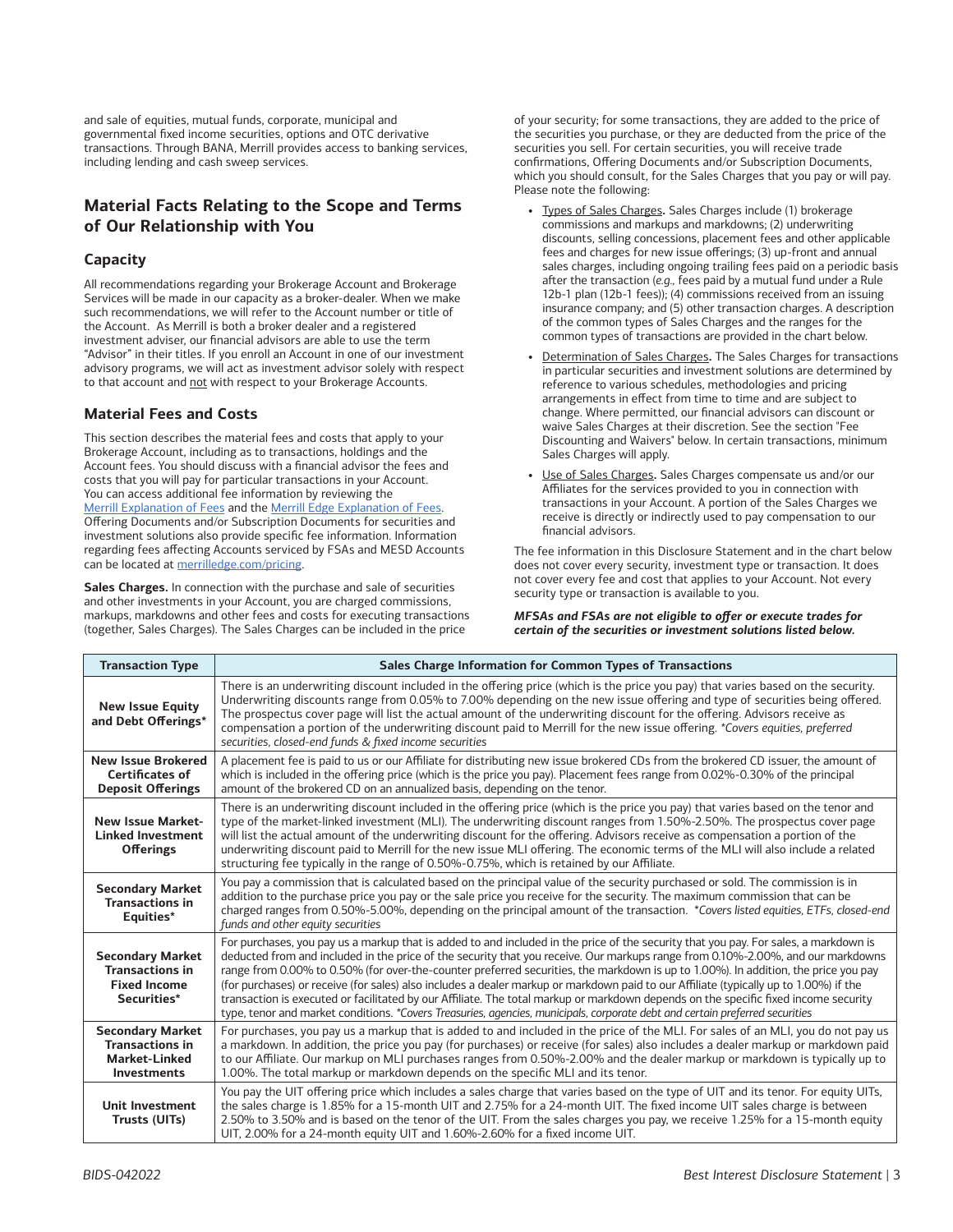and sale of equities, mutual funds, corporate, municipal and governmental fixed income securities, options and OTC derivative transactions. Through BANA, Merrill provides access to banking services, including lending and cash sweep services.

## Material Facts Relating to the Scope and Terms of Our Relationship with You

### Capacity

All recommendations regarding your Brokerage Account and Brokerage Services will be made in our capacity as a broker-dealer. When we make such recommendations, we will refer to the Account number or title of the Account. As Merrill is both a broker dealer and a registered investment adviser, our financial advisors are able to use the term "Advisor" in their titles. If you enroll an Account in one of our investment advisory programs, we will act as investment advisor solely with respect to that account and not with respect to your Brokerage Accounts.

### Material Fees and Costs

This section describes the material fees and costs that apply to your Brokerage Account, including as to transactions, holdings and the Account fees. You should discuss with a financial advisor the fees and costs that you will pay for particular transactions in your Account. You can access additional fee information by reviewing the Merrill Explanation of Fees and the Merrill Edge Explanation of Fees. Offering Documents and/or Subscription Documents for securities and investment solutions also provide specific fee information. Information regarding fees affecting Accounts serviced by FSAs and MESD Accounts can be located at merrilledge.com/pricing.

**Sales Charges.** In connection with the purchase and sale of securities and other investments in your Account, you are charged commissions, markups, markdowns and other fees and costs for executing transactions (together, Sales Charges). The Sales Charges can be included in the price of your security; for some transactions, they are added to the price of the securities you purchase, or they are deducted from the price of the securities you sell. For certain securities, you will receive trade confirmations, Offering Documents and/or Subscription Documents, which you should consult, for the Sales Charges that you pay or will pay. Please note the following:

- Types of Sales Charges. Sales Charges include (1) brokerage commissions and markups and markdowns; (2) underwriting discounts, selling concessions, placement fees and other applicable fees and charges for new issue offerings; (3) up-front and annual sales charges, including ongoing trailing fees paid on a periodic basis after the transaction (*e.g.,* fees paid by a mutual fund under a Rule 12b-1 plan (12b-1 fees)); (4) commissions received from an issuing insurance company; and (5) other transaction charges. A description of the common types of Sales Charges and the ranges for the common types of transactions are provided in the chart below.
- Determination of Sales Charges. The Sales Charges for transactions in particular securities and investment solutions are determined by reference to various schedules, methodologies and pricing arrangements in effect from time to time and are subject to change. Where permitted, our financial advisors can discount or waive Sales Charges at their discretion. See the section "Fee Discounting and Waivers" below. In certain transactions, minimum Sales Charges will apply.
- Use of Sales Charges. Sales Charges compensate us and/or our Affiliates for the services provided to you in connection with transactions in your Account. A portion of the Sales Charges we receive is directly or indirectly used to pay compensation to our financial advisors.

The fee information in this Disclosure Statement and in the chart below does not cover every security, investment type or transaction. It does not cover every fee and cost that applies to your Account. Not every security type or transaction is available to you.

***MFSAs and FSAs are not eligible to offer or execute trades for certain of the securities or investment solutions listed below.***

| Transaction Type | Sales Charge Information for Common Types of Transactions |
|---|---|
| **New Issue Equity and Debt Offerings*** | There is an underwriting discount included in the offering price (which is the price you pay) that varies based on the security. Underwriting discounts range from 0.05% to 7.00% depending on the new issue offering and type of securities being offered. The prospectus cover page will list the actual amount of the underwriting discount for the offering. Advisors receive as compensation a portion of the underwriting discount paid to Merrill for the new issue offering. *\*Covers equities, preferred securities, closed-end funds & fixed income securities* |
| **New Issue Brokered Certificates of Deposit Offerings** | A placement fee is paid to us or our Affiliate for distributing new issue brokered CDs from the brokered CD issuer, the amount of which is included in the offering price (which is the price you pay). Placement fees range from 0.02%-0.30% of the principal amount of the brokered CD on an annualized basis, depending on the tenor. |
| **New Issue Market-Linked Investment Offerings** | There is an underwriting discount included in the offering price (which is the price you pay) that varies based on the tenor and type of the market-linked investment (MLI). The underwriting discount ranges from 1.50%-2.50%. The prospectus cover page will list the actual amount of the underwriting discount for the offering. Advisors receive as compensation a portion of the underwriting discount paid to Merrill for the new issue MLI offering. The economic terms of the MLI will also include a related structuring fee typically in the range of 0.50%-0.75%, which is retained by our Affiliate. |
| **Secondary Market Transactions in Equities*** | You pay a commission that is calculated based on the principal value of the security purchased or sold. The commission is in addition to the purchase price you pay or the sale price you receive for the security. The maximum commission that can be charged ranges from 0.50%-5.00%, depending on the principal amount of the transaction. *\*Covers listed equities, ETFs, closed-end funds and other equity securities* |
| **Secondary Market Transactions in Fixed Income Securities*** | For purchases, you pay us a markup that is added to and included in the price of the security that you pay. For sales, a markdown is deducted from and included in the price of the security that you receive. Our markups range from 0.10%-2.00%, and our markdowns range from 0.00% to 0.50% (for over-the-counter preferred securities, the markdown is up to 1.00%). In addition, the price you pay (for purchases) or receive (for sales) also includes a dealer markup or markdown paid to our Affiliate (typically up to 1.00%) if the transaction is executed or facilitated by our Affiliate. The total markup or markdown depends on the specific fixed income security type, tenor and market conditions. *\*Covers Treasuries, agencies, municipals, corporate debt and certain preferred securities* |
| **Secondary Market Transactions in Market-Linked Investments** | For purchases, you pay us a markup that is added to and included in the price of the MLI. For sales of an MLI, you do not pay us a markdown. In addition, the price you pay (for purchases) or receive (for sales) also includes a dealer markup or markdown paid to our Affiliate. Our markup on MLI purchases ranges from 0.50%-2.00% and the dealer markup or markdown is typically up to 1.00%. The total markup or markdown depends on the specific MLI and its tenor. |
| **Unit Investment Trusts (UITs)** | You pay the UIT offering price which includes a sales charge that varies based on the type of UIT and its tenor. For equity UITs, the sales charge is 1.85% for a 15-month UIT and 2.75% for a 24-month UIT. The fixed income UIT sales charge is between 2.50% to 3.50% and is based on the tenor of the UIT. From the sales charges you pay, we receive 1.25% for a 15-month equity UIT, 2.00% for a 24-month equity UIT and 1.60%-2.60% for a fixed income UIT. |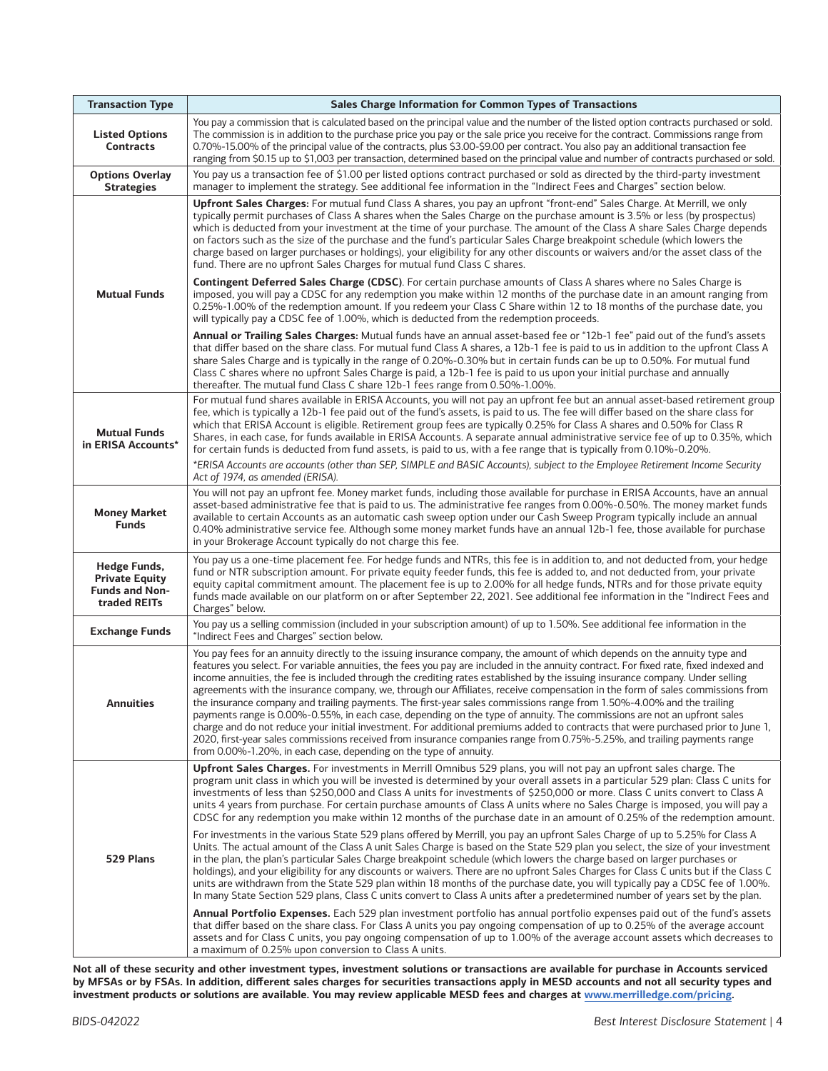| Transaction Type | Sales Charge Information for Common Types of Transactions |
|---|---|
| **Listed Options Contracts** | You pay a commission that is calculated based on the principal value and the number of the listed option contracts purchased or sold. The commission is in addition to the purchase price you pay or the sale price you receive for the contract. Commissions range from 0.70%-15.00% of the principal value of the contracts, plus \$3.00-\$9.00 per contract. You also pay an additional transaction fee ranging from \$0.15 up to \$1,003 per transaction, determined based on the principal value and number of contracts purchased or sold. |
| **Options Overlay Strategies** | You pay us a transaction fee of \$1.00 per listed options contract purchased or sold as directed by the third-party investment manager to implement the strategy. See additional fee information in the "Indirect Fees and Charges" section below. |
| **Mutual Funds** | **Upfront Sales Charges:** For mutual fund Class A shares, you pay an upfront "front-end" Sales Charge. At Merrill, we only typically permit purchases of Class A shares when the Sales Charge on the purchase amount is 3.5% or less (by prospectus) which is deducted from your investment at the time of your purchase. The amount of the Class A share Sales Charge depends on factors such as the size of the purchase and the fund's particular Sales Charge breakpoint schedule (which lowers the charge based on larger purchases or holdings), your eligibility for any other discounts or waivers and/or the asset class of the fund. There are no upfront Sales Charges for mutual fund Class C shares.<br><br>**Contingent Deferred Sales Charge (CDSC)**. For certain purchase amounts of Class A shares where no Sales Charge is imposed, you will pay a CDSC for any redemption you make within 12 months of the purchase date in an amount ranging from 0.25%-1.00% of the redemption amount. If you redeem your Class C Share within 12 to 18 months of the purchase date, you will typically pay a CDSC fee of 1.00%, which is deducted from the redemption proceeds.<br><br>**Annual or Trailing Sales Charges:** Mutual funds have an annual asset-based fee or "12b-1 fee" paid out of the fund's assets that differ based on the share class. For mutual fund Class A shares, a 12b-1 fee is paid to us in addition to the upfront Class A share Sales Charge and is typically in the range of 0.20%-0.30% but in certain funds can be up to 0.50%. For mutual fund Class C shares where no upfront Sales Charge is paid, a 12b-1 fee is paid to us upon your initial purchase and annually thereafter. The mutual fund Class C share 12b-1 fees range from 0.50%-1.00%. |
| **Mutual Funds in ERISA Accounts*** | For mutual fund shares available in ERISA Accounts, you will not pay an upfront fee but an annual asset-based retirement group fee, which is typically a 12b-1 fee paid out of the fund's assets, is paid to us. The fee will differ based on the share class for which that ERISA Account is eligible. Retirement group fees are typically 0.25% for Class A shares and 0.50% for Class R Shares, in each case, for funds available in ERISA Accounts. A separate annual administrative service fee of up to 0.35%, which for certain funds is deducted from fund assets, is paid to us, with a fee range that is typically from 0.10%-0.20%.<br><br>*\*ERISA Accounts are accounts (other than SEP, SIMPLE and BASIC Accounts), subject to the Employee Retirement Income Security Act of 1974, as amended (ERISA).* |
| **Money Market Funds** | You will not pay an upfront fee. Money market funds, including those available for purchase in ERISA Accounts, have an annual asset-based administrative fee that is paid to us. The administrative fee ranges from 0.00%-0.50%. The money market funds available to certain Accounts as an automatic cash sweep option under our Cash Sweep Program typically include an annual 0.40% administrative service fee. Although some money market funds have an annual 12b-1 fee, those available for purchase in your Brokerage Account typically do not charge this fee. |
| **Hedge Funds, Private Equity Funds and Non-traded REITs** | You pay us a one-time placement fee. For hedge funds and NTRs, this fee is in addition to, and not deducted from, your hedge fund or NTR subscription amount. For private equity feeder funds, this fee is added to, and not deducted from, your private equity capital commitment amount. The placement fee is up to 2.00% for all hedge funds, NTRs and for those private equity funds made available on our platform on or after September 22, 2021. See additional fee information in the "Indirect Fees and Charges" below. |
| **Exchange Funds** | You pay us a selling commission (included in your subscription amount) of up to 1.50%. See additional fee information in the "Indirect Fees and Charges" section below. |
| **Annuities** | You pay fees for an annuity directly to the issuing insurance company, the amount of which depends on the annuity type and features you select. For variable annuities, the fees you pay are included in the annuity contract. For fixed rate, fixed indexed and income annuities, the fee is included through the crediting rates established by the issuing insurance company. Under selling agreements with the insurance company, we, through our Affiliates, receive compensation in the form of sales commissions from the insurance company and trailing payments. The first-year sales commissions range from 1.50%-4.00% and the trailing payments range is 0.00%-0.55%, in each case, depending on the type of annuity. The commissions are not an upfront sales charge and do not reduce your initial investment. For additional premiums added to contracts that were purchased prior to June 1, 2020, first-year sales commissions received from insurance companies range from 0.75%-5.25%, and trailing payments range from 0.00%-1.20%, in each case, depending on the type of annuity. |
| **529 Plans** | **Upfront Sales Charges.** For investments in Merrill Omnibus 529 plans, you will not pay an upfront sales charge. The program unit class in which you will be invested is determined by your overall assets in a particular 529 plan: Class C units for investments of less than \$250,000 and Class A units for investments of \$250,000 or more. Class C units convert to Class A units 4 years from purchase. For certain purchase amounts of Class A units where no Sales Charge is imposed, you will pay a CDSC for any redemption you make within 12 months of the purchase date in an amount of 0.25% of the redemption amount.<br><br>For investments in the various State 529 plans offered by Merrill, you pay an upfront Sales Charge of up to 5.25% for Class A Units. The actual amount of the Class A unit Sales Charge is based on the State 529 plan you select, the size of your investment in the plan, the plan's particular Sales Charge breakpoint schedule (which lowers the charge based on larger purchases or holdings), and your eligibility for any discounts or waivers. There are no upfront Sales Charges for Class C units but if the Class C units are withdrawn from the State 529 plan within 18 months of the purchase date, you will typically pay a CDSC fee of 1.00%. In many State Section 529 plans, Class C units convert to Class A units after a predetermined number of years set by the plan.<br><br>**Annual Portfolio Expenses.** Each 529 plan investment portfolio has annual portfolio expenses paid out of the fund's assets that differ based on the share class. For Class A units you pay ongoing compensation of up to 0.25% of the average account assets and for Class C units, you pay ongoing compensation of up to 1.00% of the average account assets which decreases to a maximum of 0.25% upon conversion to Class A units. |

**Not all of these security and other investment types, investment solutions or transactions are available for purchase in Accounts serviced by MFSAs or by FSAs. In addition, different sales charges for securities transactions apply in MESD accounts and not all security types and investment products or solutions are available. You may review applicable MESD fees and charges at www.merrilledge.com/pricing.**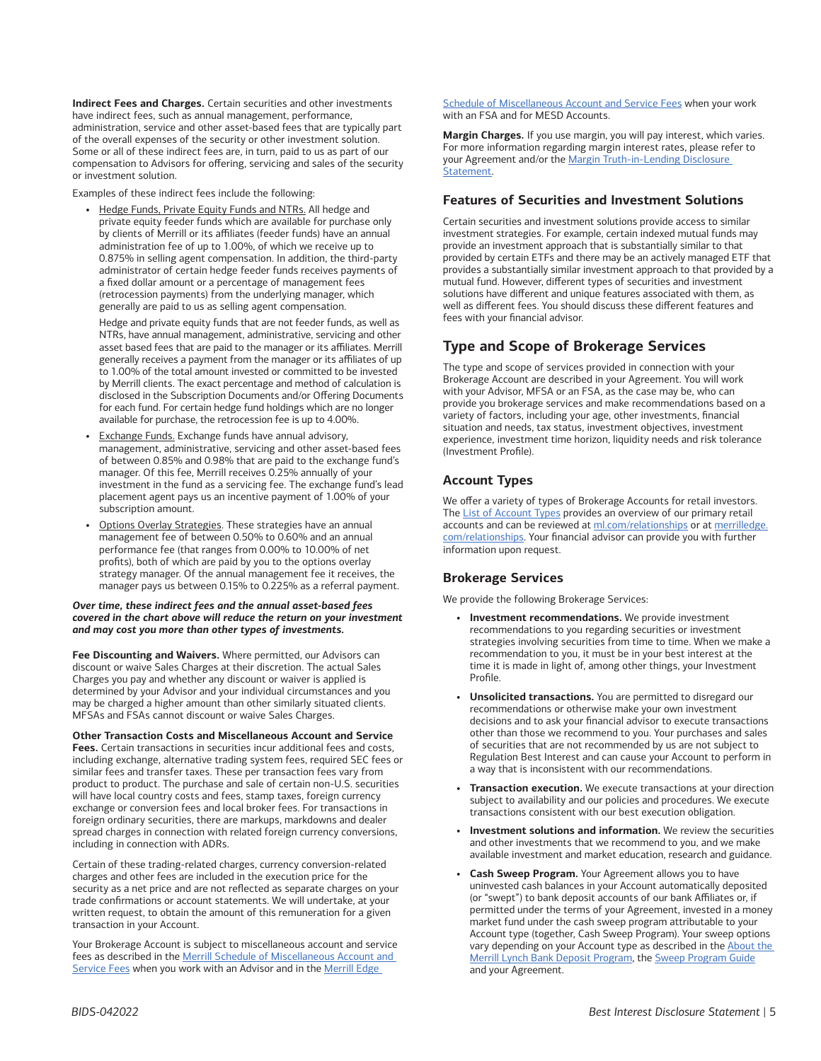**Indirect Fees and Charges.** Certain securities and other investments have indirect fees, such as annual management, performance, administration, service and other asset-based fees that are typically part of the overall expenses of the security or other investment solution. Some or all of these indirect fees are, in turn, paid to us as part of our compensation to Advisors for offering, servicing and sales of the security or investment solution.

Examples of these indirect fees include the following:

- Hedge Funds, Private Equity Funds and NTRs. All hedge and private equity feeder funds which are available for purchase only by clients of Merrill or its affiliates (feeder funds) have an annual administration fee of up to 1.00%, of which we receive up to 0.875% in selling agent compensation. In addition, the third-party administrator of certain hedge feeder funds receives payments of a fixed dollar amount or a percentage of management fees (retrocession payments) from the underlying manager, which generally are paid to us as selling agent compensation.

  Hedge and private equity funds that are not feeder funds, as well as NTRs, have annual management, administrative, servicing and other asset based fees that are paid to the manager or its affiliates. Merrill generally receives a payment from the manager or its affiliates of up to 1.00% of the total amount invested or committed to be invested by Merrill clients. The exact percentage and method of calculation is disclosed in the Subscription Documents and/or Offering Documents for each fund. For certain hedge fund holdings which are no longer available for purchase, the retrocession fee is up to 4.00%.

- Exchange Funds. Exchange funds have annual advisory, management, administrative, servicing and other asset-based fees of between 0.85% and 0.98% that are paid to the exchange fund's manager. Of this fee, Merrill receives 0.25% annually of your investment in the fund as a servicing fee. The exchange fund's lead placement agent pays us an incentive payment of 1.00% of your subscription amount.

- Options Overlay Strategies. These strategies have an annual management fee of between 0.50% to 0.60% and an annual performance fee (that ranges from 0.00% to 10.00% of net profits), both of which are paid by you to the options overlay strategy manager. Of the annual management fee it receives, the manager pays us between 0.15% to 0.225% as a referral payment.

***Over time, these indirect fees and the annual asset-based fees covered in the chart above will reduce the return on your investment and may cost you more than other types of investments.***

**Fee Discounting and Waivers.** Where permitted, our Advisors can discount or waive Sales Charges at their discretion. The actual Sales Charges you pay and whether any discount or waiver is applied is determined by your Advisor and your individual circumstances and you may be charged a higher amount than other similarly situated clients. MFSAs and FSAs cannot discount or waive Sales Charges.

**Other Transaction Costs and Miscellaneous Account and Service Fees.** Certain transactions in securities incur additional fees and costs, including exchange, alternative trading system fees, required SEC fees or similar fees and transfer taxes. These per transaction fees vary from product to product. The purchase and sale of certain non-U.S. securities will have local country costs and fees, stamp taxes, foreign currency exchange or conversion fees and local broker fees. For transactions in foreign ordinary securities, there are markups, markdowns and dealer spread charges in connection with related foreign currency conversions, including in connection with ADRs.

Certain of these trading-related charges, currency conversion-related charges and other fees are included in the execution price for the security as a net price and are not reflected as separate charges on your trade confirmations or account statements. We will undertake, at your written request, to obtain the amount of this remuneration for a given transaction in your Account.

Your Brokerage Account is subject to miscellaneous account and service fees as described in the Merrill Schedule of Miscellaneous Account and Service Fees when you work with an Advisor and in the Merrill Edge Schedule of Miscellaneous Account and Service Fees when your work with an FSA and for MESD Accounts.

**Margin Charges.** If you use margin, you will pay interest, which varies. For more information regarding margin interest rates, please refer to your Agreement and/or the Margin Truth-in-Lending Disclosure Statement.

### Features of Securities and Investment Solutions

Certain securities and investment solutions provide access to similar investment strategies. For example, certain indexed mutual funds may provide an investment approach that is substantially similar to that provided by certain ETFs and there may be an actively managed ETF that provides a substantially similar investment approach to that provided by a mutual fund. However, different types of securities and investment solutions have different and unique features associated with them, as well as different fees. You should discuss these different features and fees with your financial advisor.

## Type and Scope of Brokerage Services

The type and scope of services provided in connection with your Brokerage Account are described in your Agreement. You will work with your Advisor, MFSA or an FSA, as the case may be, who can provide you brokerage services and make recommendations based on a variety of factors, including your age, other investments, financial situation and needs, tax status, investment objectives, investment experience, investment time horizon, liquidity needs and risk tolerance (Investment Profile).

### Account Types

We offer a variety of types of Brokerage Accounts for retail investors. The List of Account Types provides an overview of our primary retail accounts and can be reviewed at ml.com/relationships or at merrilledge.com/relationships. Your financial advisor can provide you with further information upon request.

### Brokerage Services

We provide the following Brokerage Services:

- **Investment recommendations.** We provide investment recommendations to you regarding securities or investment strategies involving securities from time to time. When we make a recommendation to you, it must be in your best interest at the time it is made in light of, among other things, your Investment Profile.
- **Unsolicited transactions.** You are permitted to disregard our recommendations or otherwise make your own investment decisions and to ask your financial advisor to execute transactions other than those we recommend to you. Your purchases and sales of securities that are not recommended by us are not subject to Regulation Best Interest and can cause your Account to perform in a way that is inconsistent with our recommendations.
- **Transaction execution.** We execute transactions at your direction subject to availability and our policies and procedures. We execute transactions consistent with our best execution obligation.
- **Investment solutions and information.** We review the securities and other investments that we recommend to you, and we make available investment and market education, research and guidance.
- **Cash Sweep Program.** Your Agreement allows you to have uninvested cash balances in your Account automatically deposited (or "swept") to bank deposit accounts of our bank Affiliates or, if permitted under the terms of your Agreement, invested in a money market fund under the cash sweep program attributable to your Account type (together, Cash Sweep Program). Your sweep options vary depending on your Account type as described in the About the Merrill Lynch Bank Deposit Program, the Sweep Program Guide and your Agreement.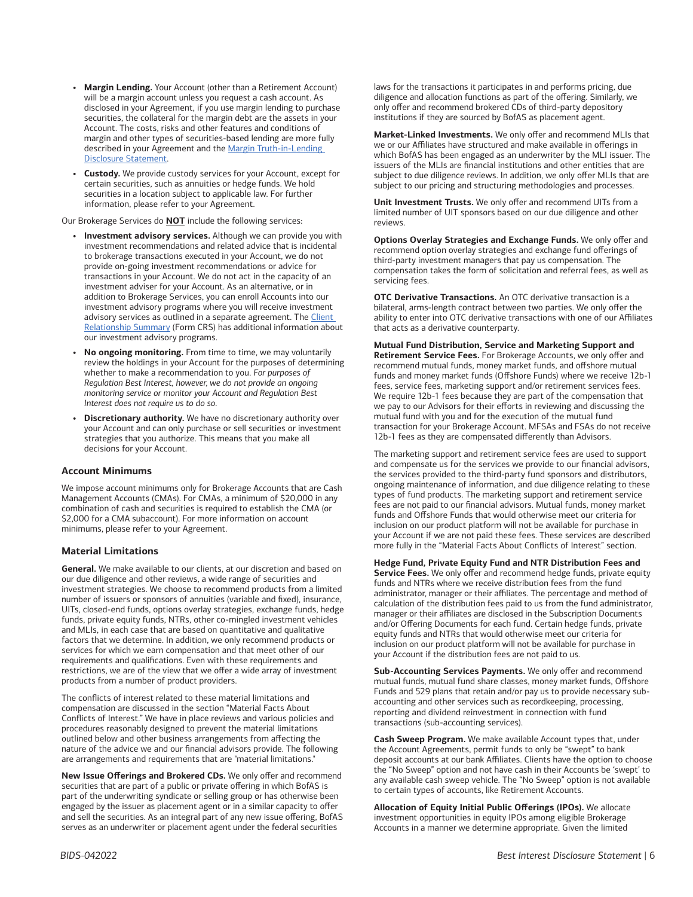- **Margin Lending.** Your Account (other than a Retirement Account) will be a margin account unless you request a cash account. As disclosed in your Agreement, if you use margin lending to purchase securities, the collateral for the margin debt are the assets in your Account. The costs, risks and other features and conditions of margin and other types of securities-based lending are more fully described in your Agreement and the Margin Truth-in-Lending Disclosure Statement.
- **Custody.** We provide custody services for your Account, except for certain securities, such as annuities or hedge funds. We hold securities in a location subject to applicable law. For further information, please refer to your Agreement.

Our Brokerage Services do **NOT** include the following services:

- **Investment advisory services.** Although we can provide you with investment recommendations and related advice that is incidental to brokerage transactions executed in your Account, we do not provide on-going investment recommendations or advice for transactions in your Account. We do not act in the capacity of an investment adviser for your Account. As an alternative, or in addition to Brokerage Services, you can enroll Accounts into our investment advisory programs where you will receive investment advisory services as outlined in a separate agreement. The Client Relationship Summary (Form CRS) has additional information about our investment advisory programs.
- **No ongoing monitoring.** From time to time, we may voluntarily review the holdings in your Account for the purposes of determining whether to make a recommendation to you. *For purposes of Regulation Best Interest, however, we do not provide an ongoing monitoring service or monitor your Account and Regulation Best Interest does not require us to do so.*
- **Discretionary authority.** We have no discretionary authority over your Account and can only purchase or sell securities or investment strategies that you authorize. This means that you make all decisions for your Account.

### Account Minimums

We impose account minimums only for Brokerage Accounts that are Cash Management Accounts (CMAs). For CMAs, a minimum of $20,000 in any combination of cash and securities is required to establish the CMA (or $2,000 for a CMA subaccount). For more information on account minimums, please refer to your Agreement.

### Material Limitations

**General.** We make available to our clients, at our discretion and based on our due diligence and other reviews, a wide range of securities and investment strategies. We choose to recommend products from a limited number of issuers or sponsors of annuities (variable and fixed), insurance, UITs, closed-end funds, options overlay strategies, exchange funds, hedge funds, private equity funds, NTRs, other co-mingled investment vehicles and MLIs, in each case that are based on quantitative and qualitative factors that we determine. In addition, we only recommend products or services for which we earn compensation and that meet other of our requirements and qualifications. Even with these requirements and restrictions, we are of the view that we offer a wide array of investment products from a number of product providers.

The conflicts of interest related to these material limitations and compensation are discussed in the section "Material Facts About Conflicts of Interest." We have in place reviews and various policies and procedures reasonably designed to prevent the material limitations outlined below and other business arrangements from affecting the nature of the advice we and our financial advisors provide. The following are arrangements and requirements that are "material limitations."

**New Issue Offerings and Brokered CDs.** We only offer and recommend securities that are part of a public or private offering in which BofAS is part of the underwriting syndicate or selling group or has otherwise been engaged by the issuer as placement agent or in a similar capacity to offer and sell the securities. As an integral part of any new issue offering, BofAS serves as an underwriter or placement agent under the federal securities laws for the transactions it participates in and performs pricing, due diligence and allocation functions as part of the offering. Similarly, we only offer and recommend brokered CDs of third-party depository institutions if they are sourced by BofAS as placement agent.

**Market-Linked Investments.** We only offer and recommend MLIs that we or our Affiliates have structured and make available in offerings in which BofAS has been engaged as an underwriter by the MLI issuer. The issuers of the MLIs are financial institutions and other entities that are subject to due diligence reviews. In addition, we only offer MLIs that are subject to our pricing and structuring methodologies and processes.

**Unit Investment Trusts.** We only offer and recommend UITs from a limited number of UIT sponsors based on our due diligence and other reviews.

**Options Overlay Strategies and Exchange Funds.** We only offer and recommend option overlay strategies and exchange fund offerings of third-party investment managers that pay us compensation. The compensation takes the form of solicitation and referral fees, as well as servicing fees.

**OTC Derivative Transactions.** An OTC derivative transaction is a bilateral, arms-length contract between two parties. We only offer the ability to enter into OTC derivative transactions with one of our Affiliates that acts as a derivative counterparty.

**Mutual Fund Distribution, Service and Marketing Support and Retirement Service Fees.** For Brokerage Accounts, we only offer and recommend mutual funds, money market funds, and offshore mutual funds and money market funds (Offshore Funds) where we receive 12b-1 fees, service fees, marketing support and/or retirement services fees. We require 12b-1 fees because they are part of the compensation that we pay to our Advisors for their efforts in reviewing and discussing the mutual fund with you and for the execution of the mutual fund transaction for your Brokerage Account. MFSAs and FSAs do not receive 12b-1 fees as they are compensated differently than Advisors.

The marketing support and retirement service fees are used to support and compensate us for the services we provide to our financial advisors, the services provided to the third-party fund sponsors and distributors, ongoing maintenance of information, and due diligence relating to these types of fund products. The marketing support and retirement service fees are not paid to our financial advisors. Mutual funds, money market funds and Offshore Funds that would otherwise meet our criteria for inclusion on our product platform will not be available for purchase in your Account if we are not paid these fees. These services are described more fully in the "Material Facts About Conflicts of Interest" section.

**Hedge Fund, Private Equity Fund and NTR Distribution Fees and Service Fees.** We only offer and recommend hedge funds, private equity funds and NTRs where we receive distribution fees from the fund administrator, manager or their affiliates. The percentage and method of calculation of the distribution fees paid to us from the fund administrator, manager or their affiliates are disclosed in the Subscription Documents and/or Offering Documents for each fund. Certain hedge funds, private equity funds and NTRs that would otherwise meet our criteria for inclusion on our product platform will not be available for purchase in your Account if the distribution fees are not paid to us.

**Sub-Accounting Services Payments.** We only offer and recommend mutual funds, mutual fund share classes, money market funds, Offshore Funds and 529 plans that retain and/or pay us to provide necessary sub-accounting and other services such as recordkeeping, processing, reporting and dividend reinvestment in connection with fund transactions (sub-accounting services).

**Cash Sweep Program.** We make available Account types that, under the Account Agreements, permit funds to only be "swept" to bank deposit accounts at our bank Affiliates. Clients have the option to choose the "No Sweep" option and not have cash in their Accounts be 'swept' to any available cash sweep vehicle. The "No Sweep" option is not available to certain types of accounts, like Retirement Accounts.

**Allocation of Equity Initial Public Offerings (IPOs).** We allocate investment opportunities in equity IPOs among eligible Brokerage Accounts in a manner we determine appropriate. Given the limited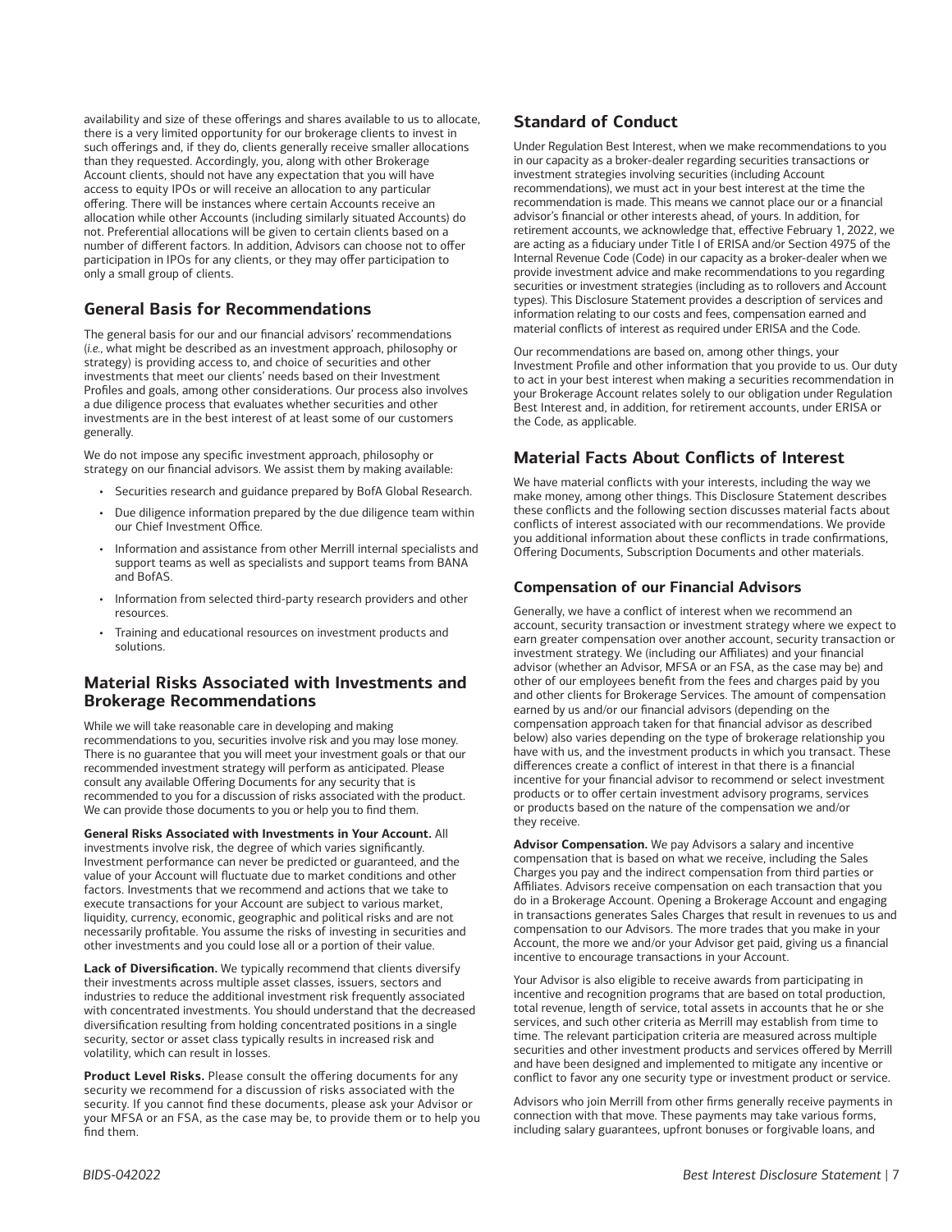availability and size of these offerings and shares available to us to allocate, there is a very limited opportunity for our brokerage clients to invest in such offerings and, if they do, clients generally receive smaller allocations than they requested. Accordingly, you, along with other Brokerage Account clients, should not have any expectation that you will have access to equity IPOs or will receive an allocation to any particular offering. There will be instances where certain Accounts receive an allocation while other Accounts (including similarly situated Accounts) do not. Preferential allocations will be given to certain clients based on a number of different factors. In addition, Advisors can choose not to offer participation in IPOs for any clients, or they may offer participation to only a small group of clients.

## General Basis for Recommendations

The general basis for our and our financial advisors' recommendations (*i.e.*, what might be described as an investment approach, philosophy or strategy) is providing access to, and choice of securities and other investments that meet our clients' needs based on their Investment Profiles and goals, among other considerations. Our process also involves a due diligence process that evaluates whether securities and other investments are in the best interest of at least some of our customers generally.

We do not impose any specific investment approach, philosophy or strategy on our financial advisors. We assist them by making available:

- Securities research and guidance prepared by BofA Global Research.
- Due diligence information prepared by the due diligence team within our Chief Investment Office.
- Information and assistance from other Merrill internal specialists and support teams as well as specialists and support teams from BANA and BofAS.
- Information from selected third-party research providers and other resources.
- Training and educational resources on investment products and solutions.

## Material Risks Associated with Investments and Brokerage Recommendations

While we will take reasonable care in developing and making recommendations to you, securities involve risk and you may lose money. There is no guarantee that you will meet your investment goals or that our recommended investment strategy will perform as anticipated. Please consult any available Offering Documents for any security that is recommended to you for a discussion of risks associated with the product. We can provide those documents to you or help you to find them.

**General Risks Associated with Investments in Your Account.** All investments involve risk, the degree of which varies significantly. Investment performance can never be predicted or guaranteed, and the value of your Account will fluctuate due to market conditions and other factors. Investments that we recommend and actions that we take to execute transactions for your Account are subject to various market, liquidity, currency, economic, geographic and political risks and are not necessarily profitable. You assume the risks of investing in securities and other investments and you could lose all or a portion of their value.

**Lack of Diversification.** We typically recommend that clients diversify their investments across multiple asset classes, issuers, sectors and industries to reduce the additional investment risk frequently associated with concentrated investments. You should understand that the decreased diversification resulting from holding concentrated positions in a single security, sector or asset class typically results in increased risk and volatility, which can result in losses.

**Product Level Risks.** Please consult the offering documents for any security we recommend for a discussion of risks associated with the security. If you cannot find these documents, please ask your Advisor or your MFSA or an FSA, as the case may be, to provide them or to help you find them.

## Standard of Conduct

Under Regulation Best Interest, when we make recommendations to you in our capacity as a broker-dealer regarding securities transactions or investment strategies involving securities (including Account recommendations), we must act in your best interest at the time the recommendation is made. This means we cannot place our or a financial advisor's financial or other interests ahead, of yours. In addition, for retirement accounts, we acknowledge that, effective February 1, 2022, we are acting as a fiduciary under Title I of ERISA and/or Section 4975 of the Internal Revenue Code (Code) in our capacity as a broker-dealer when we provide investment advice and make recommendations to you regarding securities or investment strategies (including as to rollovers and Account types). This Disclosure Statement provides a description of services and information relating to our costs and fees, compensation earned and material conflicts of interest as required under ERISA and the Code.

Our recommendations are based on, among other things, your Investment Profile and other information that you provide to us. Our duty to act in your best interest when making a securities recommendation in your Brokerage Account relates solely to our obligation under Regulation Best Interest and, in addition, for retirement accounts, under ERISA or the Code, as applicable.

## Material Facts About Conflicts of Interest

We have material conflicts with your interests, including the way we make money, among other things. This Disclosure Statement describes these conflicts and the following section discusses material facts about conflicts of interest associated with our recommendations. We provide you additional information about these conflicts in trade confirmations, Offering Documents, Subscription Documents and other materials.

### Compensation of our Financial Advisors

Generally, we have a conflict of interest when we recommend an account, security transaction or investment strategy where we expect to earn greater compensation over another account, security transaction or investment strategy. We (including our Affiliates) and your financial advisor (whether an Advisor, MFSA or an FSA, as the case may be) and other of our employees benefit from the fees and charges paid by you and other clients for Brokerage Services. The amount of compensation earned by us and/or our financial advisors (depending on the compensation approach taken for that financial advisor as described below) also varies depending on the type of brokerage relationship you have with us, and the investment products in which you transact. These differences create a conflict of interest in that there is a financial incentive for your financial advisor to recommend or select investment products or to offer certain investment advisory programs, services or products based on the nature of the compensation we and/or they receive.

**Advisor Compensation.** We pay Advisors a salary and incentive compensation that is based on what we receive, including the Sales Charges you pay and the indirect compensation from third parties or Affiliates. Advisors receive compensation on each transaction that you do in a Brokerage Account. Opening a Brokerage Account and engaging in transactions generates Sales Charges that result in revenues to us and compensation to our Advisors. The more trades that you make in your Account, the more we and/or your Advisor get paid, giving us a financial incentive to encourage transactions in your Account.

Your Advisor is also eligible to receive awards from participating in incentive and recognition programs that are based on total production, total revenue, length of service, total assets in accounts that he or she services, and such other criteria as Merrill may establish from time to time. The relevant participation criteria are measured across multiple securities and other investment products and services offered by Merrill and have been designed and implemented to mitigate any incentive or conflict to favor any one security type or investment product or service.

Advisors who join Merrill from other firms generally receive payments in connection with that move. These payments may take various forms, including salary guarantees, upfront bonuses or forgivable loans, and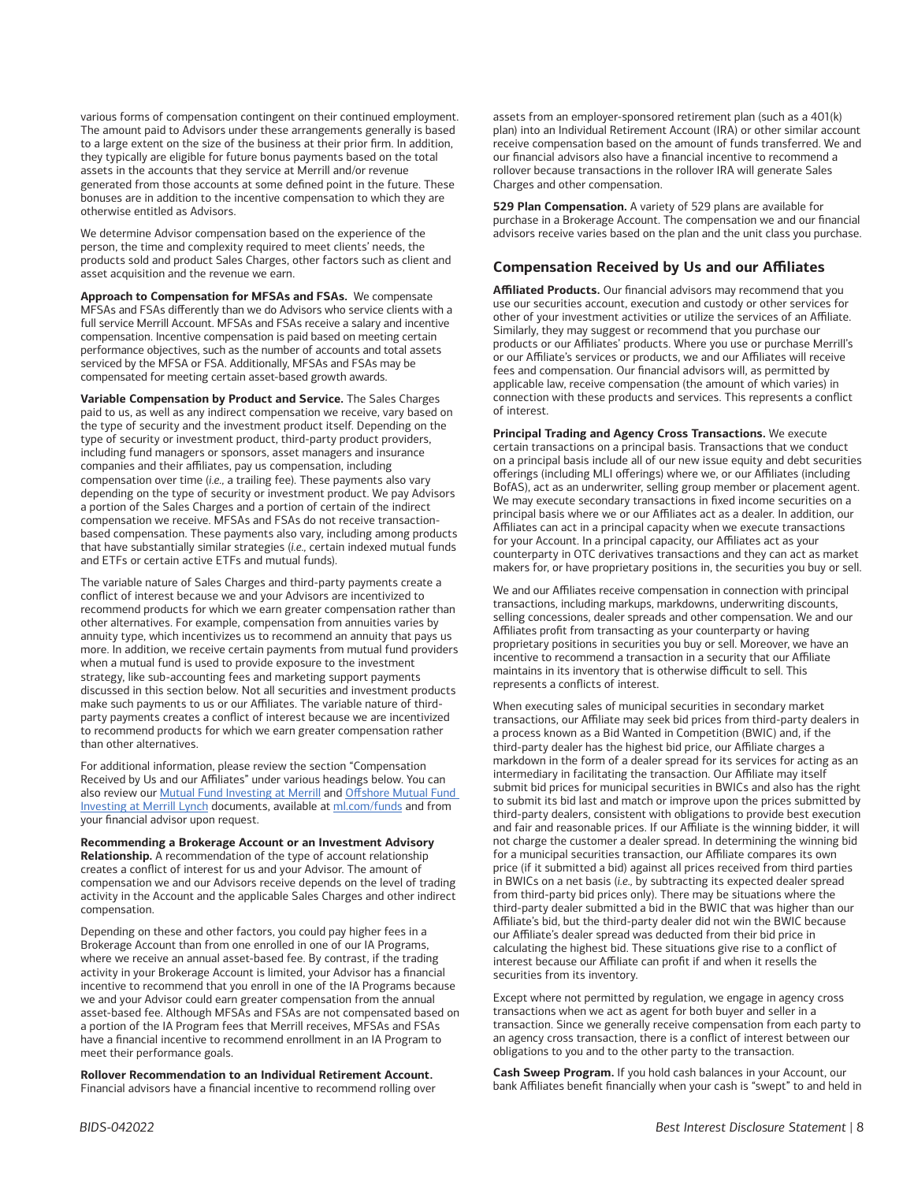various forms of compensation contingent on their continued employment. The amount paid to Advisors under these arrangements generally is based to a large extent on the size of the business at their prior firm. In addition, they typically are eligible for future bonus payments based on the total assets in the accounts that they service at Merrill and/or revenue generated from those accounts at some defined point in the future. These bonuses are in addition to the incentive compensation to which they are otherwise entitled as Advisors.

We determine Advisor compensation based on the experience of the person, the time and complexity required to meet clients' needs, the products sold and product Sales Charges, other factors such as client and asset acquisition and the revenue we earn.

**Approach to Compensation for MFSAs and FSAs.** We compensate MFSAs and FSAs differently than we do Advisors who service clients with a full service Merrill Account. MFSAs and FSAs receive a salary and incentive compensation. Incentive compensation is paid based on meeting certain performance objectives, such as the number of accounts and total assets serviced by the MFSA or FSA. Additionally, MFSAs and FSAs may be compensated for meeting certain asset-based growth awards.

**Variable Compensation by Product and Service.** The Sales Charges paid to us, as well as any indirect compensation we receive, vary based on the type of security and the investment product itself. Depending on the type of security or investment product, third-party product providers, including fund managers or sponsors, asset managers and insurance companies and their affiliates, pay us compensation, including compensation over time (*i.e.*, a trailing fee). These payments also vary depending on the type of security or investment product. We pay Advisors a portion of the Sales Charges and a portion of certain of the indirect compensation we receive. MFSAs and FSAs do not receive transaction-based compensation. These payments also vary, including among products that have substantially similar strategies (*i.e.*, certain indexed mutual funds and ETFs or certain active ETFs and mutual funds).

The variable nature of Sales Charges and third-party payments create a conflict of interest because we and your Advisors are incentivized to recommend products for which we earn greater compensation rather than other alternatives. For example, compensation from annuities varies by annuity type, which incentivizes us to recommend an annuity that pays us more. In addition, we receive certain payments from mutual fund providers when a mutual fund is used to provide exposure to the investment strategy, like sub-accounting fees and marketing support payments discussed in this section below. Not all securities and investment products make such payments to us or our Affiliates. The variable nature of third-party payments creates a conflict of interest because we are incentivized to recommend products for which we earn greater compensation rather than other alternatives.

For additional information, please review the section "Compensation Received by Us and our Affiliates" under various headings below. You can also review our Mutual Fund Investing at Merrill and Offshore Mutual Fund Investing at Merrill Lynch documents, available at ml.com/funds and from your financial advisor upon request.

**Recommending a Brokerage Account or an Investment Advisory Relationship.** A recommendation of the type of account relationship creates a conflict of interest for us and your Advisor. The amount of compensation we and our Advisors receive depends on the level of trading activity in the Account and the applicable Sales Charges and other indirect compensation.

Depending on these and other factors, you could pay higher fees in a Brokerage Account than from one enrolled in one of our IA Programs, where we receive an annual asset-based fee. By contrast, if the trading activity in your Brokerage Account is limited, your Advisor has a financial incentive to recommend that you enroll in one of the IA Programs because we and your Advisor could earn greater compensation from the annual asset-based fee. Although MFSAs and FSAs are not compensated based on a portion of the IA Program fees that Merrill receives, MFSAs and FSAs have a financial incentive to recommend enrollment in an IA Program to meet their performance goals.

**Rollover Recommendation to an Individual Retirement Account.** Financial advisors have a financial incentive to recommend rolling over assets from an employer-sponsored retirement plan (such as a 401(k) plan) into an Individual Retirement Account (IRA) or other similar account receive compensation based on the amount of funds transferred. We and our financial advisors also have a financial incentive to recommend a rollover because transactions in the rollover IRA will generate Sales Charges and other compensation.

**529 Plan Compensation.** A variety of 529 plans are available for purchase in a Brokerage Account. The compensation we and our financial advisors receive varies based on the plan and the unit class you purchase.

## Compensation Received by Us and our Affiliates

**Affiliated Products.** Our financial advisors may recommend that you use our securities account, execution and custody or other services for other of your investment activities or utilize the services of an Affiliate. Similarly, they may suggest or recommend that you purchase our products or our Affiliates' products. Where you use or purchase Merrill's or our Affiliate's services or products, we and our Affiliates will receive fees and compensation. Our financial advisors will, as permitted by applicable law, receive compensation (the amount of which varies) in connection with these products and services. This represents a conflict of interest.

**Principal Trading and Agency Cross Transactions.** We execute certain transactions on a principal basis. Transactions that we conduct on a principal basis include all of our new issue equity and debt securities offerings (including MLI offerings) where we, or our Affiliates (including BofAS), act as an underwriter, selling group member or placement agent. We may execute secondary transactions in fixed income securities on a principal basis where we or our Affiliates act as a dealer. In addition, our Affiliates can act in a principal capacity when we execute transactions for your Account. In a principal capacity, our Affiliates act as your counterparty in OTC derivatives transactions and they can act as market makers for, or have proprietary positions in, the securities you buy or sell.

We and our Affiliates receive compensation in connection with principal transactions, including markups, markdowns, underwriting discounts, selling concessions, dealer spreads and other compensation. We and our Affiliates profit from transacting as your counterparty or having proprietary positions in securities you buy or sell. Moreover, we have an incentive to recommend a transaction in a security that our Affiliate maintains in its inventory that is otherwise difficult to sell. This represents a conflicts of interest.

When executing sales of municipal securities in secondary market transactions, our Affiliate may seek bid prices from third-party dealers in a process known as a Bid Wanted in Competition (BWIC) and, if the third-party dealer has the highest bid price, our Affiliate charges a markdown in the form of a dealer spread for its services for acting as an intermediary in facilitating the transaction. Our Affiliate may itself submit bid prices for municipal securities in BWICs and also has the right to submit its bid last and match or improve upon the prices submitted by third-party dealers, consistent with obligations to provide best execution and fair and reasonable prices. If our Affiliate is the winning bidder, it will not charge the customer a dealer spread. In determining the winning bid for a municipal securities transaction, our Affiliate compares its own price (if it submitted a bid) against all prices received from third parties in BWICs on a net basis (*i.e.*, by subtracting its expected dealer spread from third-party bid prices only). There may be situations where the third-party dealer submitted a bid in the BWIC that was higher than our Affiliate's bid, but the third-party dealer did not win the BWIC because our Affiliate's dealer spread was deducted from their bid price in calculating the highest bid. These situations give rise to a conflict of interest because our Affiliate can profit if and when it resells the securities from its inventory.

Except where not permitted by regulation, we engage in agency cross transactions when we act as agent for both buyer and seller in a transaction. Since we generally receive compensation from each party to an agency cross transaction, there is a conflict of interest between our obligations to you and to the other party to the transaction.

**Cash Sweep Program.** If you hold cash balances in your Account, our bank Affiliates benefit financially when your cash is "swept" to and held in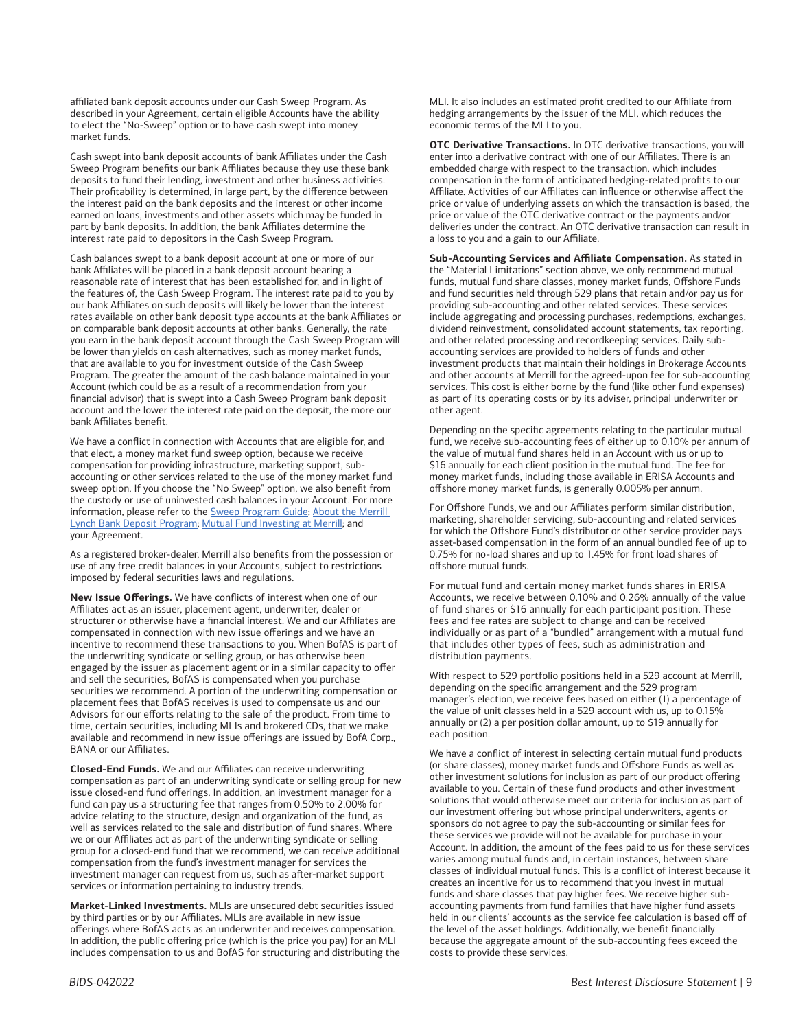affiliated bank deposit accounts under our Cash Sweep Program. As described in your Agreement, certain eligible Accounts have the ability to elect the "No-Sweep" option or to have cash swept into money market funds.

Cash swept into bank deposit accounts of bank Affiliates under the Cash Sweep Program benefits our bank Affiliates because they use these bank deposits to fund their lending, investment and other business activities. Their profitability is determined, in large part, by the difference between the interest paid on the bank deposits and the interest or other income earned on loans, investments and other assets which may be funded in part by bank deposits. In addition, the bank Affiliates determine the interest rate paid to depositors in the Cash Sweep Program.

Cash balances swept to a bank deposit account at one or more of our bank Affiliates will be placed in a bank deposit account bearing a reasonable rate of interest that has been established for, and in light of the features of, the Cash Sweep Program. The interest rate paid to you by our bank Affiliates on such deposits will likely be lower than the interest rates available on other bank deposit type accounts at the bank Affiliates or on comparable bank deposit accounts at other banks. Generally, the rate you earn in the bank deposit account through the Cash Sweep Program will be lower than yields on cash alternatives, such as money market funds, that are available to you for investment outside of the Cash Sweep Program. The greater the amount of the cash balance maintained in your Account (which could be as a result of a recommendation from your financial advisor) that is swept into a Cash Sweep Program bank deposit account and the lower the interest rate paid on the deposit, the more our bank Affiliates benefit.

We have a conflict in connection with Accounts that are eligible for, and that elect, a money market fund sweep option, because we receive compensation for providing infrastructure, marketing support, sub-accounting or other services related to the use of the money market fund sweep option. If you choose the "No Sweep" option, we also benefit from the custody or use of uninvested cash balances in your Account. For more information, please refer to the Sweep Program Guide; About the Merrill Lynch Bank Deposit Program; Mutual Fund Investing at Merrill; and your Agreement.

As a registered broker-dealer, Merrill also benefits from the possession or use of any free credit balances in your Accounts, subject to restrictions imposed by federal securities laws and regulations.

**New Issue Offerings.** We have conflicts of interest when one of our Affiliates act as an issuer, placement agent, underwriter, dealer or structurer or otherwise have a financial interest. We and our Affiliates are compensated in connection with new issue offerings and we have an incentive to recommend these transactions to you. When BofAS is part of the underwriting syndicate or selling group, or has otherwise been engaged by the issuer as placement agent or in a similar capacity to offer and sell the securities, BofAS is compensated when you purchase securities we recommend. A portion of the underwriting compensation or placement fees that BofAS receives is used to compensate us and our Advisors for our efforts relating to the sale of the product. From time to time, certain securities, including MLIs and brokered CDs, that we make available and recommend in new issue offerings are issued by BofA Corp., BANA or our Affiliates.

**Closed-End Funds.** We and our Affiliates can receive underwriting compensation as part of an underwriting syndicate or selling group for new issue closed-end fund offerings. In addition, an investment manager for a fund can pay us a structuring fee that ranges from 0.50% to 2.00% for advice relating to the structure, design and organization of the fund, as well as services related to the sale and distribution of fund shares. Where we or our Affiliates act as part of the underwriting syndicate or selling group for a closed-end fund that we recommend, we can receive additional compensation from the fund's investment manager for services the investment manager can request from us, such as after-market support services or information pertaining to industry trends.

**Market-Linked Investments.** MLIs are unsecured debt securities issued by third parties or by our Affiliates. MLIs are available in new issue offerings where BofAS acts as an underwriter and receives compensation. In addition, the public offering price (which is the price you pay) for an MLI includes compensation to us and BofAS for structuring and distributing the MLI. It also includes an estimated profit credited to our Affiliate from hedging arrangements by the issuer of the MLI, which reduces the economic terms of the MLI to you.

**OTC Derivative Transactions.** In OTC derivative transactions, you will enter into a derivative contract with one of our Affiliates. There is an embedded charge with respect to the transaction, which includes compensation in the form of anticipated hedging-related profits to our Affiliate. Activities of our Affiliates can influence or otherwise affect the price or value of underlying assets on which the transaction is based, the price or value of the OTC derivative contract or the payments and/or deliveries under the contract. An OTC derivative transaction can result in a loss to you and a gain to our Affiliate.

**Sub-Accounting Services and Affiliate Compensation.** As stated in the "Material Limitations" section above, we only recommend mutual funds, mutual fund share classes, money market funds, Offshore Funds and fund securities held through 529 plans that retain and/or pay us for providing sub-accounting and other related services. These services include aggregating and processing purchases, redemptions, exchanges, dividend reinvestment, consolidated account statements, tax reporting, and other related processing and recordkeeping services. Daily sub-accounting services are provided to holders of funds and other investment products that maintain their holdings in Brokerage Accounts and other accounts at Merrill for the agreed-upon fee for sub-accounting services. This cost is either borne by the fund (like other fund expenses) as part of its operating costs or by its adviser, principal underwriter or other agent.

Depending on the specific agreements relating to the particular mutual fund, we receive sub-accounting fees of either up to 0.10% per annum of the value of mutual fund shares held in an Account with us or up to $16 annually for each client position in the mutual fund. The fee for money market funds, including those available in ERISA Accounts and offshore money market funds, is generally 0.005% per annum.

For Offshore Funds, we and our Affiliates perform similar distribution, marketing, shareholder servicing, sub-accounting and related services for which the Offshore Fund's distributor or other service provider pays asset-based compensation in the form of an annual bundled fee of up to 0.75% for no-load shares and up to 1.45% for front load shares of offshore mutual funds.

For mutual fund and certain money market funds shares in ERISA Accounts, we receive between 0.10% and 0.26% annually of the value of fund shares or $16 annually for each participant position. These fees and fee rates are subject to change and can be received individually or as part of a "bundled" arrangement with a mutual fund that includes other types of fees, such as administration and distribution payments.

With respect to 529 portfolio positions held in a 529 account at Merrill, depending on the specific arrangement and the 529 program manager's election, we receive fees based on either (1) a percentage of the value of unit classes held in a 529 account with us, up to 0.15% annually or (2) a per position dollar amount, up to $19 annually for each position.

We have a conflict of interest in selecting certain mutual fund products (or share classes), money market funds and Offshore Funds as well as other investment solutions for inclusion as part of our product offering available to you. Certain of these fund products and other investment solutions that would otherwise meet our criteria for inclusion as part of our investment offering but whose principal underwriters, agents or sponsors do not agree to pay the sub-accounting or similar fees for these services we provide will not be available for purchase in your Account. In addition, the amount of the fees paid to us for these services varies among mutual funds and, in certain instances, between share classes of individual mutual funds. This is a conflict of interest because it creates an incentive for us to recommend that you invest in mutual funds and share classes that pay higher fees. We receive higher sub-accounting payments from fund families that have higher fund assets held in our clients' accounts as the service fee calculation is based off of the level of the asset holdings. Additionally, we benefit financially because the aggregate amount of the sub-accounting fees exceed the costs to provide these services.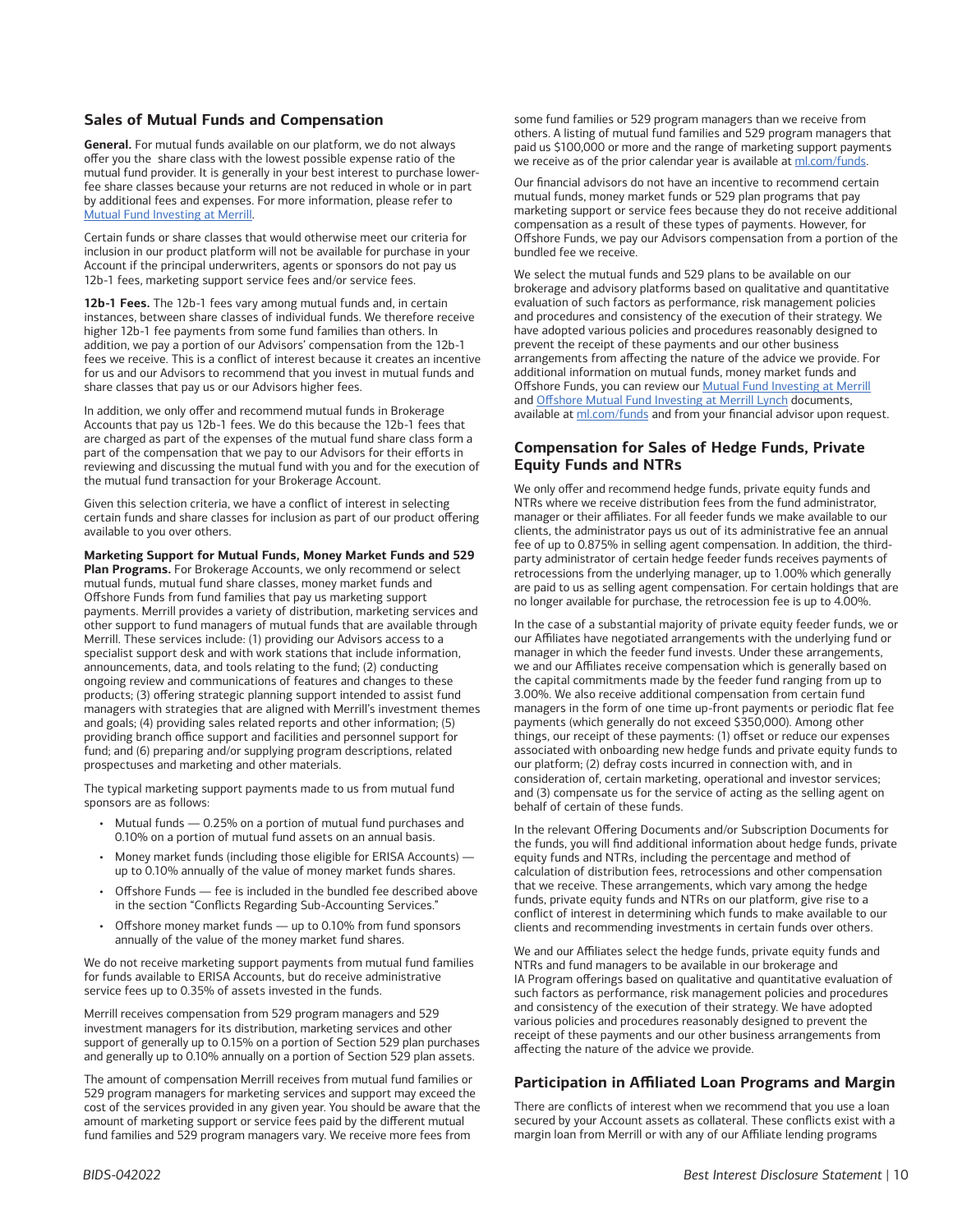## Sales of Mutual Funds and Compensation

**General.** For mutual funds available on our platform, we do not always offer you the share class with the lowest possible expense ratio of the mutual fund provider. It is generally in your best interest to purchase lower-fee share classes because your returns are not reduced in whole or in part by additional fees and expenses. For more information, please refer to [Mutual Fund Investing at Merrill](#).

Certain funds or share classes that would otherwise meet our criteria for inclusion in our product platform will not be available for purchase in your Account if the principal underwriters, agents or sponsors do not pay us 12b-1 fees, marketing support service fees and/or service fees.

**12b-1 Fees.** The 12b-1 fees vary among mutual funds and, in certain instances, between share classes of individual funds. We therefore receive higher 12b-1 fee payments from some fund families than others. In addition, we pay a portion of our Advisors' compensation from the 12b-1 fees we receive. This is a conflict of interest because it creates an incentive for us and our Advisors to recommend that you invest in mutual funds and share classes that pay us or our Advisors higher fees.

In addition, we only offer and recommend mutual funds in Brokerage Accounts that pay us 12b-1 fees. We do this because the 12b-1 fees that are charged as part of the expenses of the mutual fund share class form a part of the compensation that we pay to our Advisors for their efforts in reviewing and discussing the mutual fund with you and for the execution of the mutual fund transaction for your Brokerage Account.

Given this selection criteria, we have a conflict of interest in selecting certain funds and share classes for inclusion as part of our product offering available to you over others.

**Marketing Support for Mutual Funds, Money Market Funds and 529 Plan Programs.** For Brokerage Accounts, we only recommend or select mutual funds, mutual fund share classes, money market funds and Offshore Funds from fund families that pay us marketing support payments. Merrill provides a variety of distribution, marketing services and other support to fund managers of mutual funds that are available through Merrill. These services include: (1) providing our Advisors access to a specialist support desk and with work stations that include information, announcements, data, and tools relating to the fund; (2) conducting ongoing review and communications of features and changes to these products; (3) offering strategic planning support intended to assist fund managers with strategies that are aligned with Merrill's investment themes and goals; (4) providing sales related reports and other information; (5) providing branch office support and facilities and personnel support for fund; and (6) preparing and/or supplying program descriptions, related prospectuses and marketing and other materials.

The typical marketing support payments made to us from mutual fund sponsors are as follows:

- Mutual funds — 0.25% on a portion of mutual fund purchases and 0.10% on a portion of mutual fund assets on an annual basis.
- Money market funds (including those eligible for ERISA Accounts) — up to 0.10% annually of the value of money market funds shares.
- Offshore Funds — fee is included in the bundled fee described above in the section "Conflicts Regarding Sub-Accounting Services."
- Offshore money market funds — up to 0.10% from fund sponsors annually of the value of the money market fund shares.

We do not receive marketing support payments from mutual fund families for funds available to ERISA Accounts, but do receive administrative service fees up to 0.35% of assets invested in the funds.

Merrill receives compensation from 529 program managers and 529 investment managers for its distribution, marketing services and other support of generally up to 0.15% on a portion of Section 529 plan purchases and generally up to 0.10% annually on a portion of Section 529 plan assets.

The amount of compensation Merrill receives from mutual fund families or 529 program managers for marketing services and support may exceed the cost of the services provided in any given year. You should be aware that the amount of marketing support or service fees paid by the different mutual fund families and 529 program managers vary. We receive more fees from some fund families or 529 program managers than we receive from others. A listing of mutual fund families and 529 program managers that paid us $100,000 or more and the range of marketing support payments we receive as of the prior calendar year is available at [ml.com/funds](#).

Our financial advisors do not have an incentive to recommend certain mutual funds, money market funds or 529 plan programs that pay marketing support or service fees because they do not receive additional compensation as a result of these types of payments. However, for Offshore Funds, we pay our Advisors compensation from a portion of the bundled fee we receive.

We select the mutual funds and 529 plans to be available on our brokerage and advisory platforms based on qualitative and quantitative evaluation of such factors as performance, risk management policies and procedures and consistency of the execution of their strategy. We have adopted various policies and procedures reasonably designed to prevent the receipt of these payments and our other business arrangements from affecting the nature of the advice we provide. For additional information on mutual funds, money market funds and Offshore Funds, you can review our [Mutual Fund Investing at Merrill](#) and [Offshore Mutual Fund Investing at Merrill Lynch](#) documents, available at [ml.com/funds](#) and from your financial advisor upon request.

## Compensation for Sales of Hedge Funds, Private Equity Funds and NTRs

We only offer and recommend hedge funds, private equity funds and NTRs where we receive distribution fees from the fund administrator, manager or their affiliates. For all feeder funds we make available to our clients, the administrator pays us out of its administrative fee an annual fee of up to 0.875% in selling agent compensation. In addition, the third-party administrator of certain hedge feeder funds receives payments of retrocessions from the underlying manager, up to 1.00% which generally are paid to us as selling agent compensation. For certain holdings that are no longer available for purchase, the retrocession fee is up to 4.00%.

In the case of a substantial majority of private equity feeder funds, we or our Affiliates have negotiated arrangements with the underlying fund or manager in which the feeder fund invests. Under these arrangements, we and our Affiliates receive compensation which is generally based on the capital commitments made by the feeder fund ranging from up to 3.00%. We also receive additional compensation from certain fund managers in the form of one time up-front payments or periodic flat fee payments (which generally do not exceed $350,000). Among other things, our receipt of these payments: (1) offset or reduce our expenses associated with onboarding new hedge funds and private equity funds to our platform; (2) defray costs incurred in connection with, and in consideration of, certain marketing, operational and investor services; and (3) compensate us for the service of acting as the selling agent on behalf of certain of these funds.

In the relevant Offering Documents and/or Subscription Documents for the funds, you will find additional information about hedge funds, private equity funds and NTRs, including the percentage and method of calculation of distribution fees, retrocessions and other compensation that we receive. These arrangements, which vary among the hedge funds, private equity funds and NTRs on our platform, give rise to a conflict of interest in determining which funds to make available to our clients and recommending investments in certain funds over others.

We and our Affiliates select the hedge funds, private equity funds and NTRs and fund managers to be available in our brokerage and IA Program offerings based on qualitative and quantitative evaluation of such factors as performance, risk management policies and procedures and consistency of the execution of their strategy. We have adopted various policies and procedures reasonably designed to prevent the receipt of these payments and our other business arrangements from affecting the nature of the advice we provide.

## Participation in Affiliated Loan Programs and Margin

There are conflicts of interest when we recommend that you use a loan secured by your Account assets as collateral. These conflicts exist with a margin loan from Merrill or with any of our Affiliate lending programs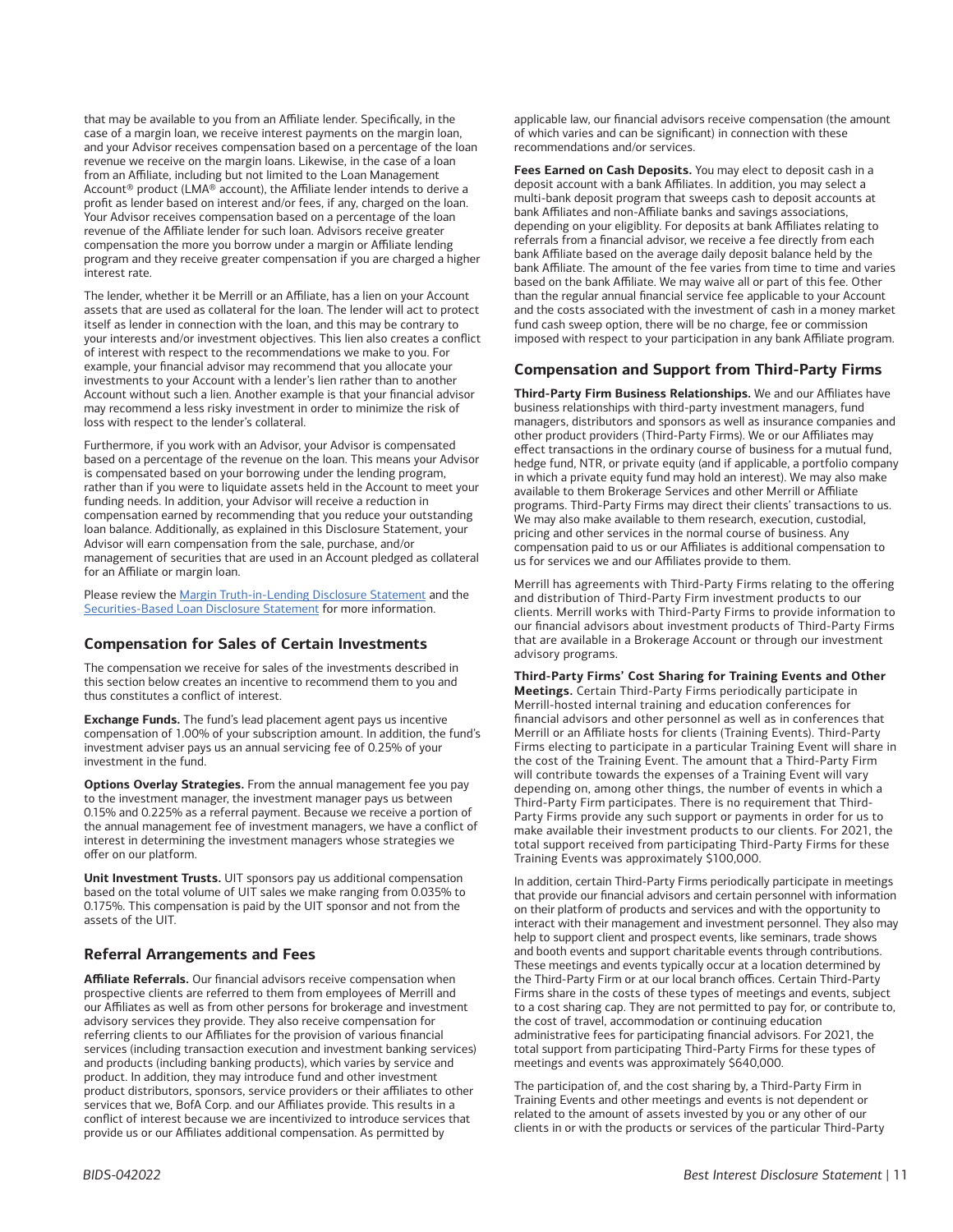that may be available to you from an Affiliate lender. Specifically, in the case of a margin loan, we receive interest payments on the margin loan, and your Advisor receives compensation based on a percentage of the loan revenue we receive on the margin loans. Likewise, in the case of a loan from an Affiliate, including but not limited to the Loan Management Account® product (LMA® account), the Affiliate lender intends to derive a profit as lender based on interest and/or fees, if any, charged on the loan. Your Advisor receives compensation based on a percentage of the loan revenue of the Affiliate lender for such loan. Advisors receive greater compensation the more you borrow under a margin or Affiliate lending program and they receive greater compensation if you are charged a higher interest rate.

The lender, whether it be Merrill or an Affiliate, has a lien on your Account assets that are used as collateral for the loan. The lender will act to protect itself as lender in connection with the loan, and this may be contrary to your interests and/or investment objectives. This lien also creates a conflict of interest with respect to the recommendations we make to you. For example, your financial advisor may recommend that you allocate your investments to your Account with a lender's lien rather than to another Account without such a lien. Another example is that your financial advisor may recommend a less risky investment in order to minimize the risk of loss with respect to the lender's collateral.

Furthermore, if you work with an Advisor, your Advisor is compensated based on a percentage of the revenue on the loan. This means your Advisor is compensated based on your borrowing under the lending program, rather than if you were to liquidate assets held in the Account to meet your funding needs. In addition, your Advisor will receive a reduction in compensation earned by recommending that you reduce your outstanding loan balance. Additionally, as explained in this Disclosure Statement, your Advisor will earn compensation from the sale, purchase, and/or management of securities that are used in an Account pledged as collateral for an Affiliate or margin loan.

Please review the Margin Truth-in-Lending Disclosure Statement and the Securities-Based Loan Disclosure Statement for more information.

## Compensation for Sales of Certain Investments

The compensation we receive for sales of the investments described in this section below creates an incentive to recommend them to you and thus constitutes a conflict of interest.

**Exchange Funds.** The fund's lead placement agent pays us incentive compensation of 1.00% of your subscription amount. In addition, the fund's investment adviser pays us an annual servicing fee of 0.25% of your investment in the fund.

**Options Overlay Strategies.** From the annual management fee you pay to the investment manager, the investment manager pays us between 0.15% and 0.225% as a referral payment. Because we receive a portion of the annual management fee of investment managers, we have a conflict of interest in determining the investment managers whose strategies we offer on our platform.

**Unit Investment Trusts.** UIT sponsors pay us additional compensation based on the total volume of UIT sales we make ranging from 0.035% to 0.175%. This compensation is paid by the UIT sponsor and not from the assets of the UIT.

## Referral Arrangements and Fees

**Affiliate Referrals.** Our financial advisors receive compensation when prospective clients are referred to them from employees of Merrill and our Affiliates as well as from other persons for brokerage and investment advisory services they provide. They also receive compensation for referring clients to our Affiliates for the provision of various financial services (including transaction execution and investment banking services) and products (including banking products), which varies by service and product. In addition, they may introduce fund and other investment product distributors, sponsors, service providers or their affiliates to other services that we, BofA Corp. and our Affiliates provide. This results in a conflict of interest because we are incentivized to introduce services that provide us or our Affiliates additional compensation. As permitted by applicable law, our financial advisors receive compensation (the amount of which varies and can be significant) in connection with these recommendations and/or services.

**Fees Earned on Cash Deposits.** You may elect to deposit cash in a deposit account with a bank Affiliates. In addition, you may select a multi-bank deposit program that sweeps cash to deposit accounts at bank Affiliates and non-Affiliate banks and savings associations, depending on your eligiblity. For deposits at bank Affiliates relating to referrals from a financial advisor, we receive a fee directly from each bank Affiliate based on the average daily deposit balance held by the bank Affiliate. The amount of the fee varies from time to time and varies based on the bank Affiliate. We may waive all or part of this fee. Other than the regular annual financial service fee applicable to your Account and the costs associated with the investment of cash in a money market fund cash sweep option, there will be no charge, fee or commission imposed with respect to your participation in any bank Affiliate program.

## Compensation and Support from Third-Party Firms

**Third-Party Firm Business Relationships.** We and our Affiliates have business relationships with third-party investment managers, fund managers, distributors and sponsors as well as insurance companies and other product providers (Third-Party Firms). We or our Affiliates may effect transactions in the ordinary course of business for a mutual fund, hedge fund, NTR, or private equity (and if applicable, a portfolio company in which a private equity fund may hold an interest). We may also make available to them Brokerage Services and other Merrill or Affiliate programs. Third-Party Firms may direct their clients' transactions to us. We may also make available to them research, execution, custodial, pricing and other services in the normal course of business. Any compensation paid to us or our Affiliates is additional compensation to us for services we and our Affiliates provide to them.

Merrill has agreements with Third-Party Firms relating to the offering and distribution of Third-Party Firm investment products to our clients. Merrill works with Third-Party Firms to provide information to our financial advisors about investment products of Third-Party Firms that are available in a Brokerage Account or through our investment advisory programs.

**Third-Party Firms' Cost Sharing for Training Events and Other Meetings.** Certain Third-Party Firms periodically participate in Merrill-hosted internal training and education conferences for financial advisors and other personnel as well as in conferences that Merrill or an Affiliate hosts for clients (Training Events). Third-Party Firms electing to participate in a particular Training Event will share in the cost of the Training Event. The amount that a Third-Party Firm will contribute towards the expenses of a Training Event will vary depending on, among other things, the number of events in which a Third-Party Firm participates. There is no requirement that Third-Party Firms provide any such support or payments in order for us to make available their investment products to our clients. For 2021, the total support received from participating Third-Party Firms for these Training Events was approximately $100,000.

In addition, certain Third-Party Firms periodically participate in meetings that provide our financial advisors and certain personnel with information on their platform of products and services and with the opportunity to interact with their management and investment personnel. They also may help to support client and prospect events, like seminars, trade shows and booth events and support charitable events through contributions. These meetings and events typically occur at a location determined by the Third-Party Firm or at our local branch offices. Certain Third-Party Firms share in the costs of these types of meetings and events, subject to a cost sharing cap. They are not permitted to pay for, or contribute to, the cost of travel, accommodation or continuing education administrative fees for participating financial advisors. For 2021, the total support from participating Third-Party Firms for these types of meetings and events was approximately $640,000.

The participation of, and the cost sharing by, a Third-Party Firm in Training Events and other meetings and events is not dependent or related to the amount of assets invested by you or any other of our clients in or with the products or services of the particular Third-Party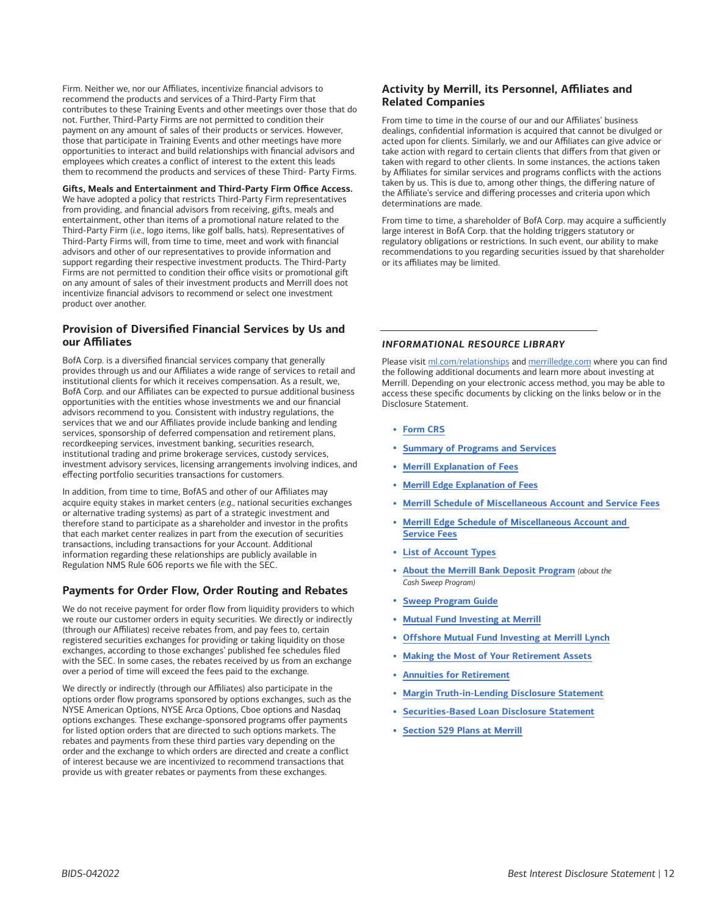Firm. Neither we, nor our Affiliates, incentivize financial advisors to recommend the products and services of a Third-Party Firm that contributes to these Training Events and other meetings over those that do not. Further, Third-Party Firms are not permitted to condition their payment on any amount of sales of their products or services. However, those that participate in Training Events and other meetings have more opportunities to interact and build relationships with financial advisors and employees which creates a conflict of interest to the extent this leads them to recommend the products and services of these Third- Party Firms.

**Gifts, Meals and Entertainment and Third-Party Firm Office Access.** We have adopted a policy that restricts Third-Party Firm representatives from providing, and financial advisors from receiving, gifts, meals and entertainment, other than items of a promotional nature related to the Third-Party Firm (*i.e.*, logo items, like golf balls, hats). Representatives of Third-Party Firms will, from time to time, meet and work with financial advisors and other of our representatives to provide information and support regarding their respective investment products. The Third-Party Firms are not permitted to condition their office visits or promotional gift on any amount of sales of their investment products and Merrill does not incentivize financial advisors to recommend or select one investment product over another.

## Provision of Diversified Financial Services by Us and our Affiliates

BofA Corp. is a diversified financial services company that generally provides through us and our Affiliates a wide range of services to retail and institutional clients for which it receives compensation. As a result, we, BofA Corp. and our Affiliates can be expected to pursue additional business opportunities with the entities whose investments we and our financial advisors recommend to you. Consistent with industry regulations, the services that we and our Affiliates provide include banking and lending services, sponsorship of deferred compensation and retirement plans, recordkeeping services, investment banking, securities research, institutional trading and prime brokerage services, custody services, investment advisory services, licensing arrangements involving indices, and effecting portfolio securities transactions for customers.

In addition, from time to time, BofAS and other of our Affiliates may acquire equity stakes in market centers (*e.g.*, national securities exchanges or alternative trading systems) as part of a strategic investment and therefore stand to participate as a shareholder and investor in the profits that each market center realizes in part from the execution of securities transactions, including transactions for your Account. Additional information regarding these relationships are publicly available in Regulation NMS Rule 606 reports we file with the SEC.

## Payments for Order Flow, Order Routing and Rebates

We do not receive payment for order flow from liquidity providers to which we route our customer orders in equity securities. We directly or indirectly (through our Affiliates) receive rebates from, and pay fees to, certain registered securities exchanges for providing or taking liquidity on those exchanges, according to those exchanges' published fee schedules filed with the SEC. In some cases, the rebates received by us from an exchange over a period of time will exceed the fees paid to the exchange.

We directly or indirectly (through our Affiliates) also participate in the options order flow programs sponsored by options exchanges, such as the NYSE American Options, NYSE Arca Options, Cboe options and Nasdaq options exchanges. These exchange-sponsored programs offer payments for listed option orders that are directed to such options markets. The rebates and payments from these third parties vary depending on the order and the exchange to which orders are directed and create a conflict of interest because we are incentivized to recommend transactions that provide us with greater rebates or payments from these exchanges.

## Activity by Merrill, its Personnel, Affiliates and Related Companies

From time to time in the course of our and our Affiliates' business dealings, confidential information is acquired that cannot be divulged or acted upon for clients. Similarly, we and our Affiliates can give advice or take action with regard to certain clients that differs from that given or taken with regard to other clients. In some instances, the actions taken by Affiliates for similar services and programs conflicts with the actions taken by us. This is due to, among other things, the differing nature of the Affiliate's service and differing processes and criteria upon which determinations are made.

From time to time, a shareholder of BofA Corp. may acquire a sufficiently large interest in BofA Corp. that the holding triggers statutory or regulatory obligations or restrictions. In such event, our ability to make recommendations to you regarding securities issued by that shareholder or its affiliates may be limited.

### *INFORMATIONAL RESOURCE LIBRARY*

Please visit ml.com/relationships and merrilledge.com where you can find the following additional documents and learn more about investing at Merrill. Depending on your electronic access method, you may be able to access these specific documents by clicking on the links below or in the Disclosure Statement.

- **Form CRS**
- **Summary of Programs and Services**
- **Merrill Explanation of Fees**
- **Merrill Edge Explanation of Fees**
- **Merrill Schedule of Miscellaneous Account and Service Fees**
- **Merrill Edge Schedule of Miscellaneous Account and Service Fees**
- **List of Account Types**
- **About the Merrill Bank Deposit Program** *(about the Cash Sweep Program)*
- **Sweep Program Guide**
- **Mutual Fund Investing at Merrill**
- **Offshore Mutual Fund Investing at Merrill Lynch**
- **Making the Most of Your Retirement Assets**
- **Annuities for Retirement**
- **Margin Truth-in-Lending Disclosure Statement**
- **Securities-Based Loan Disclosure Statement**
- **Section 529 Plans at Merrill**